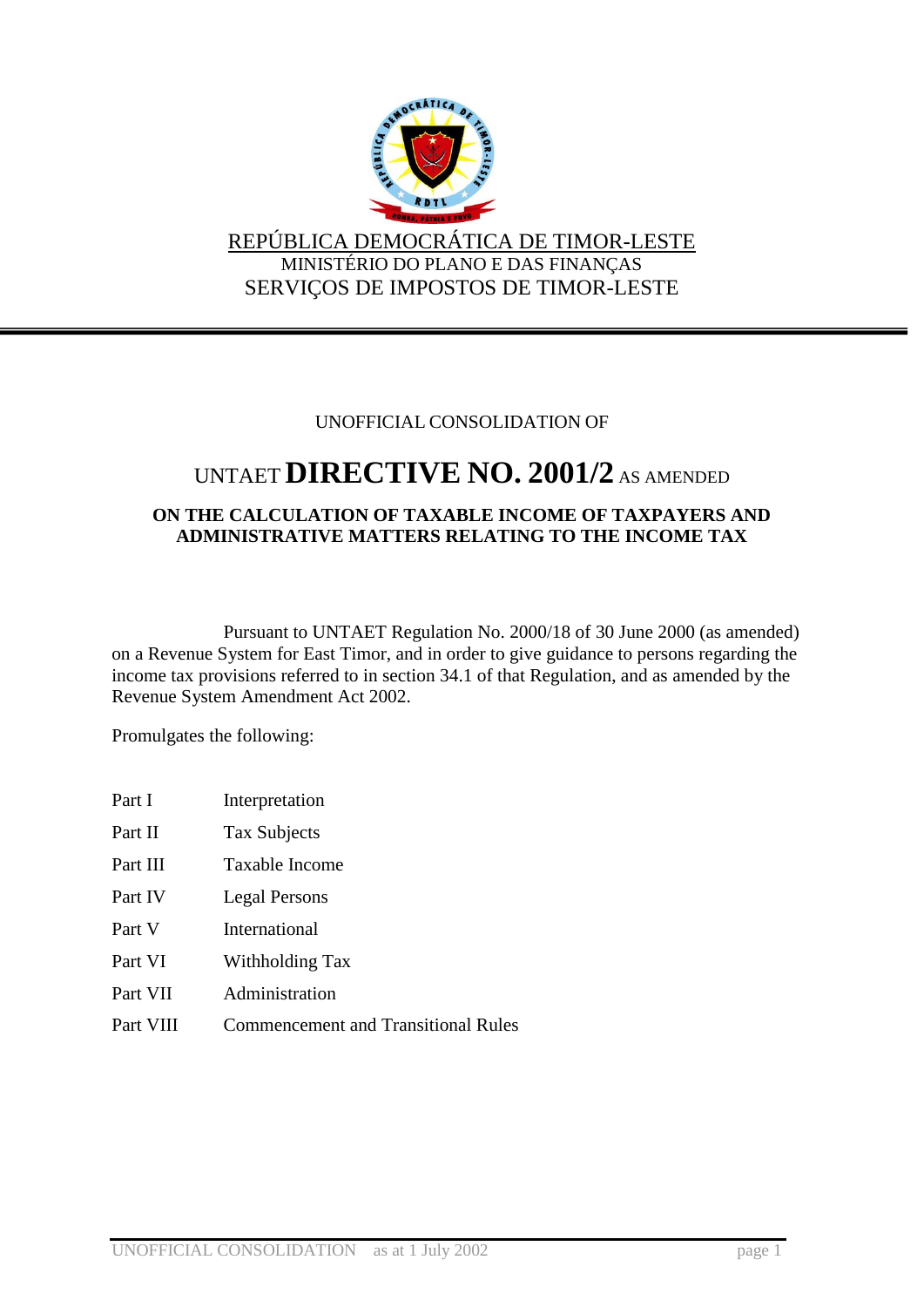REPÚBLICA DEMOCRÁTICA DE TIMOR-LESTE
MINISTÉRIO DO PLANO E DAS FINANÇAS
SERVIÇOS DE IMPOSTOS DE TIMOR-LESTE

UNOFFICIAL CONSOLIDATION OF

# UNTAET **DIRECTIVE NO. 2001/2** AS AMENDED

## ON THE CALCULATION OF TAXABLE INCOME OF TAXPAYERS AND ADMINISTRATIVE MATTERS RELATING TO THE INCOME TAX

Pursuant to UNTAET Regulation No. 2000/18 of 30 June 2000 (as amended) on a Revenue System for East Timor, and in order to give guidance to persons regarding the income tax provisions referred to in section 34.1 of that Regulation, and as amended by the Revenue System Amendment Act 2002.

Promulgates the following:

| | |
|---|---|
| Part I | Interpretation |
| Part II | Tax Subjects |
| Part III | Taxable Income |
| Part IV | Legal Persons |
| Part V | International |
| Part VI | Withholding Tax |
| Part VII | Administration |
| Part VIII | Commencement and Transitional Rules |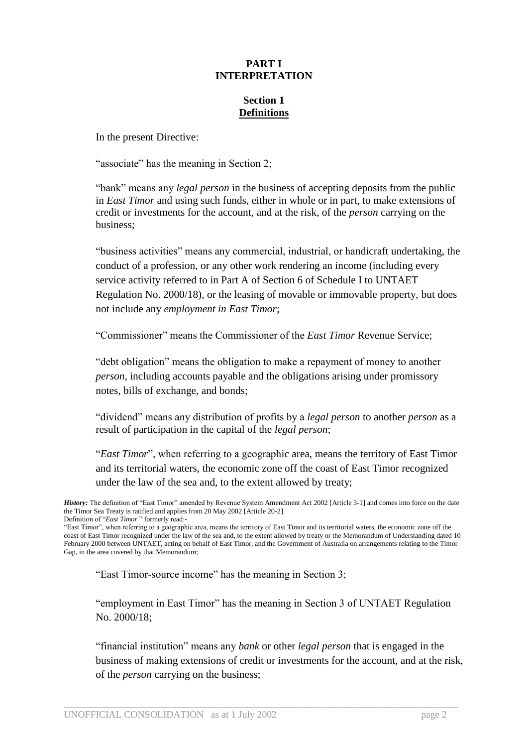# PART I
# INTERPRETATION

## Section 1
## Definitions

In the present Directive:

"associate" has the meaning in Section 2;

"bank" means any *legal person* in the business of accepting deposits from the public in *East Timor* and using such funds, either in whole or in part, to make extensions of credit or investments for the account, and at the risk, of the *person* carrying on the business;

"business activities" means any commercial, industrial, or handicraft undertaking, the conduct of a profession, or any other work rendering an income (including every service activity referred to in Part A of Section 6 of Schedule I to UNTAET Regulation No. 2000/18), or the leasing of movable or immovable property, but does not include any *employment in East Timor*;

"Commissioner" means the Commissioner of the *East Timor* Revenue Service;

"debt obligation" means the obligation to make a repayment of money to another *person*, including accounts payable and the obligations arising under promissory notes, bills of exchange, and bonds;

"dividend" means any distribution of profits by a *legal person* to another *person* as a result of participation in the capital of the *legal person*;

"*East Timor*", when referring to a geographic area, means the territory of East Timor and its territorial waters, the economic zone off the coast of East Timor recognized under the law of the sea and, to the extent allowed by treaty;

***History:*** The definition of "East Timor" amended by Revenue System Amendment Act 2002 [Article 3-1] and comes into force on the date the Timor Sea Treaty is ratified and applies from 20 May 2002 [Article 20-2]
Definition of "*East Timor* " formerly read:-
"East Timor", when referring to a geographic area, means the territory of East Timor and its territorial waters, the economic zone off the coast of East Timor recognized under the law of the sea and, to the extent allowed by treaty or the Memorandum of Understanding dated 10 February 2000 between UNTAET, acting on behalf of East Timor, and the Government of Australia on arrangements relating to the Timor Gap, in the area covered by that Memorandum;

"East Timor-source income" has the meaning in Section 3;

"employment in East Timor" has the meaning in Section 3 of UNTAET Regulation No. 2000/18;

"financial institution" means any *bank* or other *legal person* that is engaged in the business of making extensions of credit or investments for the account, and at the risk, of the *person* carrying on the business;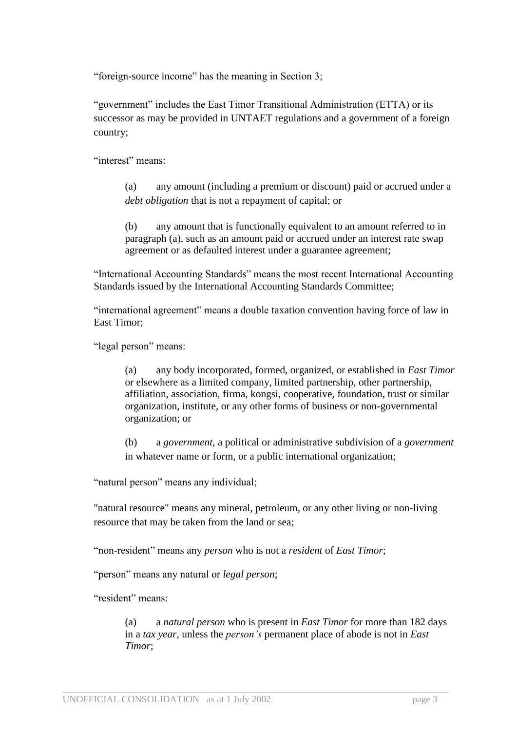"foreign-source income" has the meaning in Section 3;

"government" includes the East Timor Transitional Administration (ETTA) or its successor as may be provided in UNTAET regulations and a government of a foreign country;

"interest" means:

> (a) any amount (including a premium or discount) paid or accrued under a *debt obligation* that is not a repayment of capital; or
>
> (b) any amount that is functionally equivalent to an amount referred to in paragraph (a), such as an amount paid or accrued under an interest rate swap agreement or as defaulted interest under a guarantee agreement;

"International Accounting Standards" means the most recent International Accounting Standards issued by the International Accounting Standards Committee;

"international agreement" means a double taxation convention having force of law in East Timor;

"legal person" means:

> (a) any body incorporated, formed, organized, or established in *East Timor* or elsewhere as a limited company, limited partnership, other partnership, affiliation, association, firma, kongsi, cooperative, foundation, trust or similar organization, institute, or any other forms of business or non-governmental organization; or
>
> (b) a *government*, a political or administrative subdivision of a *government* in whatever name or form, or a public international organization;

"natural person" means any individual;

"natural resource" means any mineral, petroleum, or any other living or non-living resource that may be taken from the land or sea;

"non-resident" means any *person* who is not a *resident* of *East Timor*;

"person" means any natural or *legal person*;

"resident" means:

> (a) a *natural person* who is present in *East Timor* for more than 182 days in a *tax year*, unless the *person's* permanent place of abode is not in *East Timor*;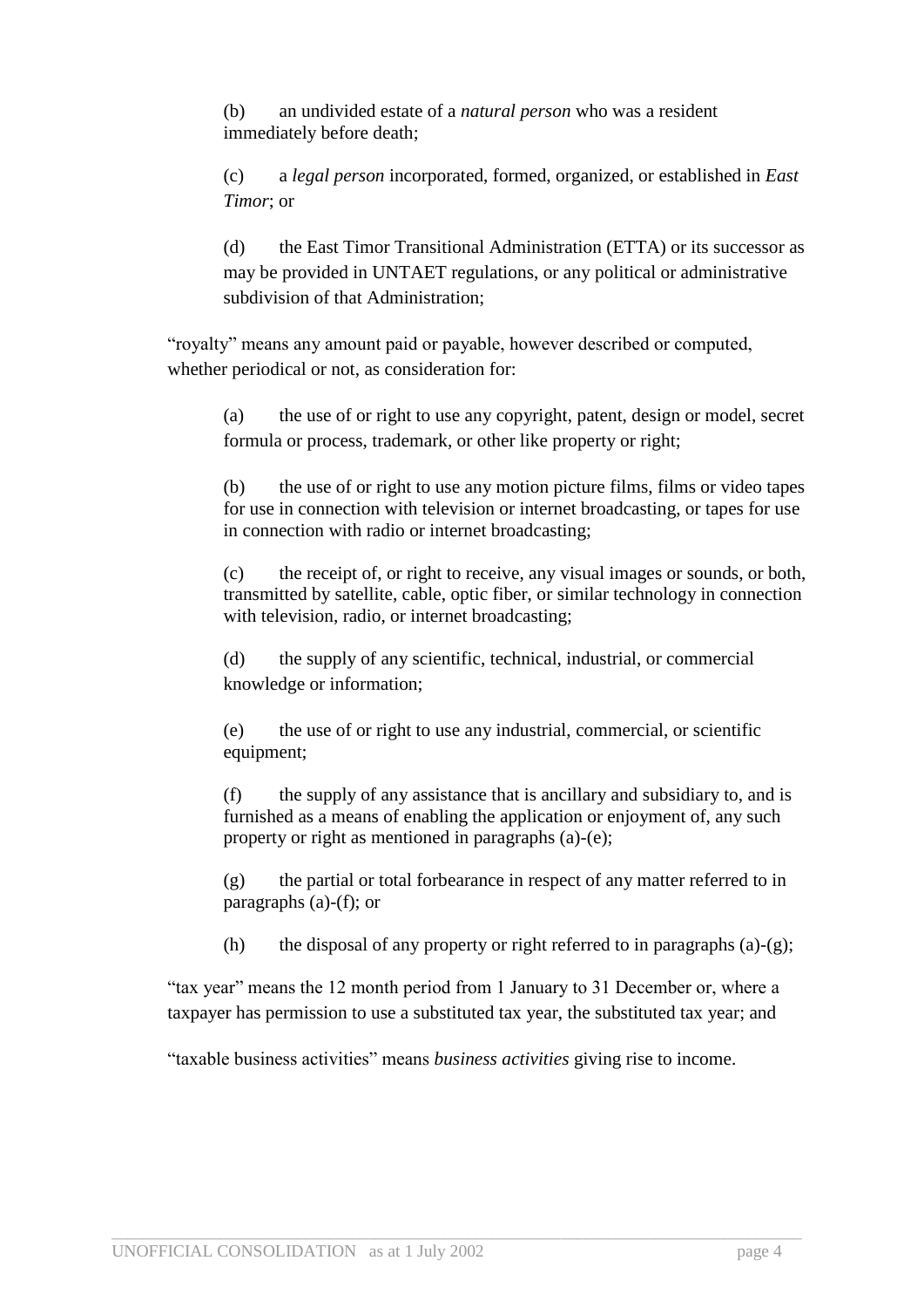(b) an undivided estate of a *natural person* who was a resident immediately before death;

(c) a *legal person* incorporated, formed, organized, or established in *East Timor*; or

(d) the East Timor Transitional Administration (ETTA) or its successor as may be provided in UNTAET regulations, or any political or administrative subdivision of that Administration;

"royalty" means any amount paid or payable, however described or computed, whether periodical or not, as consideration for:

(a) the use of or right to use any copyright, patent, design or model, secret formula or process, trademark, or other like property or right;

(b) the use of or right to use any motion picture films, films or video tapes for use in connection with television or internet broadcasting, or tapes for use in connection with radio or internet broadcasting;

(c) the receipt of, or right to receive, any visual images or sounds, or both, transmitted by satellite, cable, optic fiber, or similar technology in connection with television, radio, or internet broadcasting;

(d) the supply of any scientific, technical, industrial, or commercial knowledge or information;

(e) the use of or right to use any industrial, commercial, or scientific equipment;

(f) the supply of any assistance that is ancillary and subsidiary to, and is furnished as a means of enabling the application or enjoyment of, any such property or right as mentioned in paragraphs (a)-(e);

(g) the partial or total forbearance in respect of any matter referred to in paragraphs (a)-(f); or

(h) the disposal of any property or right referred to in paragraphs (a)-(g);

"tax year" means the 12 month period from 1 January to 31 December or, where a taxpayer has permission to use a substituted tax year, the substituted tax year; and

"taxable business activities" means *business activities* giving rise to income.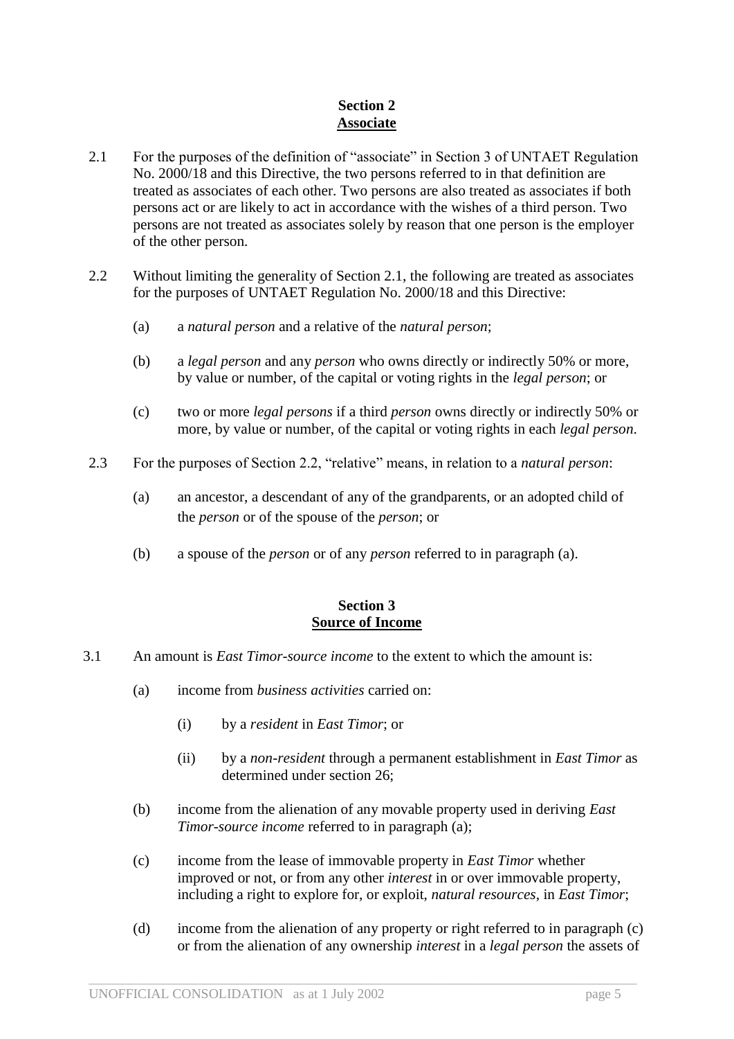**Section 2**
**Associate**

2.1 For the purposes of the definition of "associate" in Section 3 of UNTAET Regulation No. 2000/18 and this Directive, the two persons referred to in that definition are treated as associates of each other. Two persons are also treated as associates if both persons act or are likely to act in accordance with the wishes of a third person. Two persons are not treated as associates solely by reason that one person is the employer of the other person.

2.2 Without limiting the generality of Section 2.1, the following are treated as associates for the purposes of UNTAET Regulation No. 2000/18 and this Directive:

(a) a *natural person* and a relative of the *natural person*;

(b) a *legal person* and any *person* who owns directly or indirectly 50% or more, by value or number, of the capital or voting rights in the *legal person*; or

(c) two or more *legal persons* if a third *person* owns directly or indirectly 50% or more, by value or number, of the capital or voting rights in each *legal person*.

2.3 For the purposes of Section 2.2, "relative" means, in relation to a *natural person*:

(a) an ancestor, a descendant of any of the grandparents, or an adopted child of the *person* or of the spouse of the *person*; or

(b) a spouse of the *person* or of any *person* referred to in paragraph (a).

**Section 3**
**Source of Income**

3.1 An amount is *East Timor-source income* to the extent to which the amount is:

(a) income from *business activities* carried on:

(i) by a *resident* in *East Timor*; or

(ii) by a *non-resident* through a permanent establishment in *East Timor* as determined under section 26;

(b) income from the alienation of any movable property used in deriving *East Timor-source income* referred to in paragraph (a);

(c) income from the lease of immovable property in *East Timor* whether improved or not, or from any other *interest* in or over immovable property, including a right to explore for, or exploit, *natural resources*, in *East Timor*;

(d) income from the alienation of any property or right referred to in paragraph (c) or from the alienation of any ownership *interest* in a *legal person* the assets of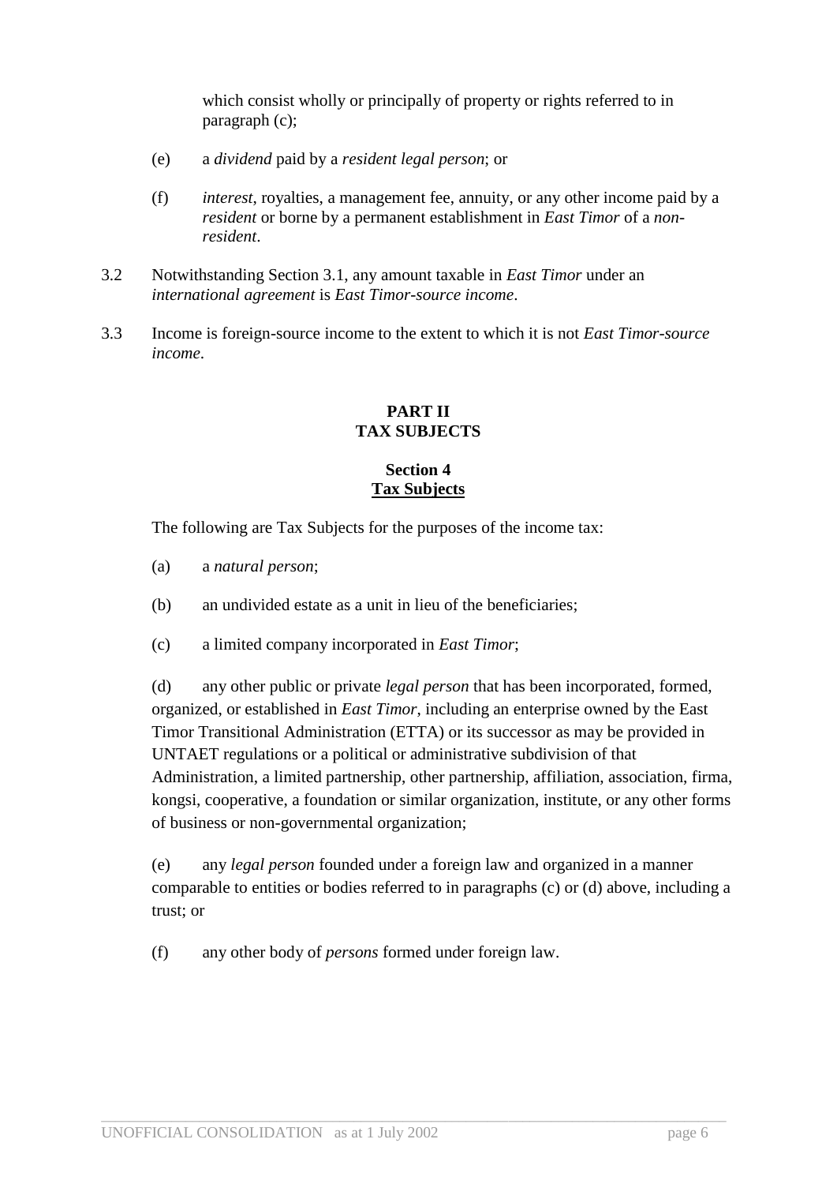which consist wholly or principally of property or rights referred to in paragraph (c);

(e) a *dividend* paid by a *resident legal person*; or

(f) *interest*, royalties, a management fee, annuity, or any other income paid by a *resident* or borne by a permanent establishment in *East Timor* of a *non-resident*.

3.2 Notwithstanding Section 3.1, any amount taxable in *East Timor* under an *international agreement* is *East Timor-source income*.

3.3 Income is foreign-source income to the extent to which it is not *East Timor-source income*.

## PART II
## TAX SUBJECTS

### Section 4
### Tax Subjects

The following are Tax Subjects for the purposes of the income tax:

(a) a *natural person*;

(b) an undivided estate as a unit in lieu of the beneficiaries;

(c) a limited company incorporated in *East Timor*;

(d) any other public or private *legal person* that has been incorporated, formed, organized, or established in *East Timor*, including an enterprise owned by the East Timor Transitional Administration (ETTA) or its successor as may be provided in UNTAET regulations or a political or administrative subdivision of that Administration, a limited partnership, other partnership, affiliation, association, firma, kongsi, cooperative, a foundation or similar organization, institute, or any other forms of business or non-governmental organization;

(e) any *legal person* founded under a foreign law and organized in a manner comparable to entities or bodies referred to in paragraphs (c) or (d) above, including a trust; or

(f) any other body of *persons* formed under foreign law.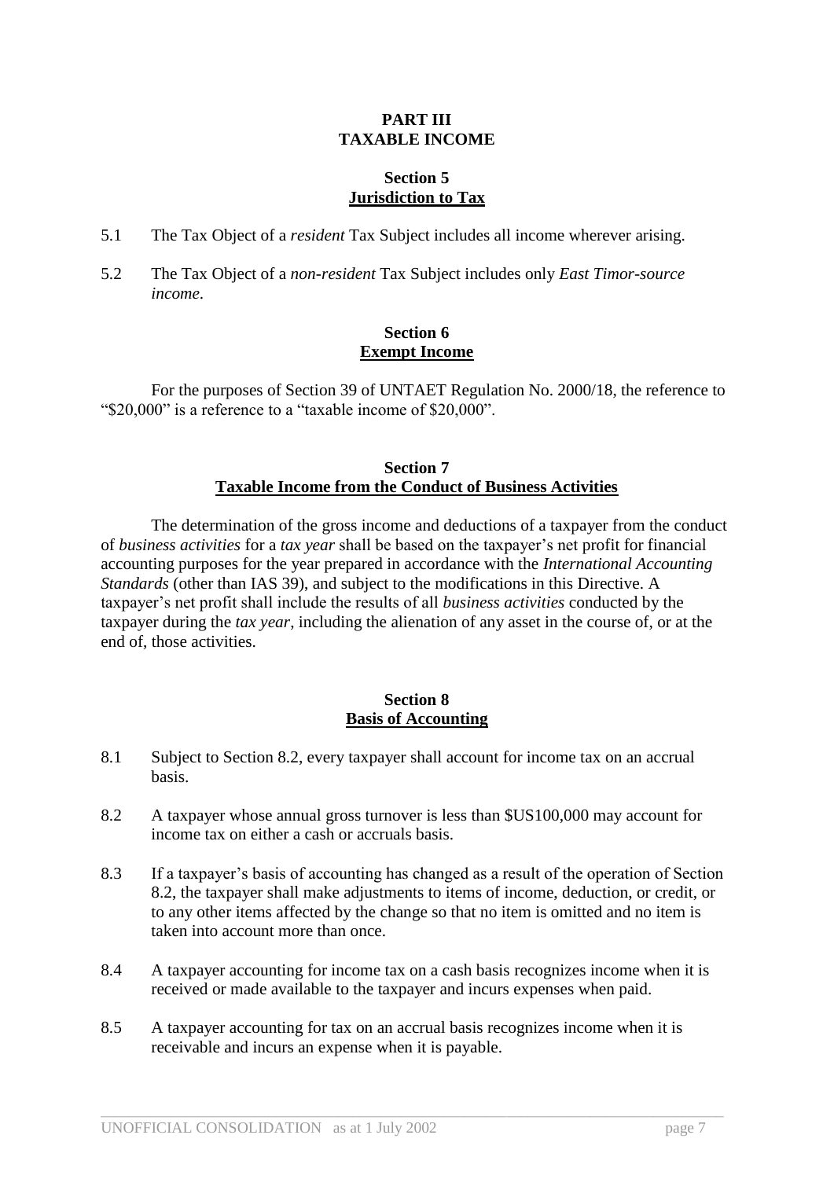## PART III
## TAXABLE INCOME

### Section 5
### Jurisdiction to Tax

5.1 The Tax Object of a *resident* Tax Subject includes all income wherever arising.

5.2 The Tax Object of a *non-resident* Tax Subject includes only *East Timor-source income*.

### Section 6
### Exempt Income

For the purposes of Section 39 of UNTAET Regulation No. 2000/18, the reference to "$20,000" is a reference to a "taxable income of $20,000".

### Section 7
### Taxable Income from the Conduct of Business Activities

The determination of the gross income and deductions of a taxpayer from the conduct of *business activities* for a *tax year* shall be based on the taxpayer's net profit for financial accounting purposes for the year prepared in accordance with the *International Accounting Standards* (other than IAS 39), and subject to the modifications in this Directive. A taxpayer's net profit shall include the results of all *business activities* conducted by the taxpayer during the *tax year*, including the alienation of any asset in the course of, or at the end of, those activities.

### Section 8
### Basis of Accounting

8.1 Subject to Section 8.2, every taxpayer shall account for income tax on an accrual basis.

8.2 A taxpayer whose annual gross turnover is less than $US100,000 may account for income tax on either a cash or accruals basis.

8.3 If a taxpayer's basis of accounting has changed as a result of the operation of Section 8.2, the taxpayer shall make adjustments to items of income, deduction, or credit, or to any other items affected by the change so that no item is omitted and no item is taken into account more than once.

8.4 A taxpayer accounting for income tax on a cash basis recognizes income when it is received or made available to the taxpayer and incurs expenses when paid.

8.5 A taxpayer accounting for tax on an accrual basis recognizes income when it is receivable and incurs an expense when it is payable.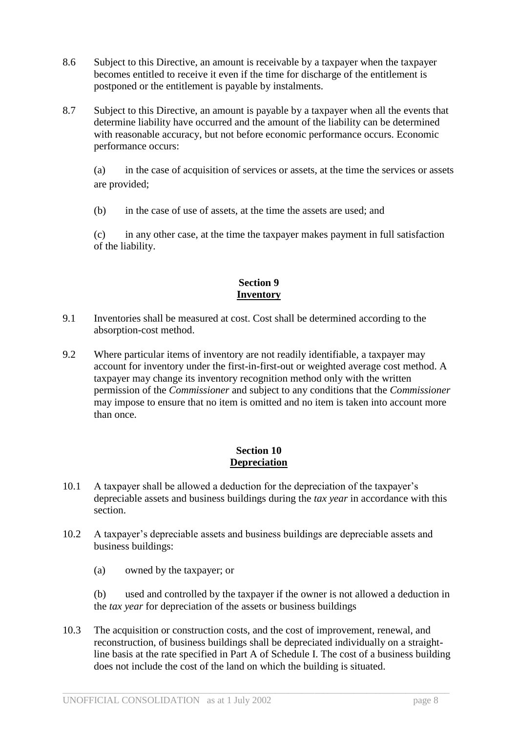8.6 Subject to this Directive, an amount is receivable by a taxpayer when the taxpayer becomes entitled to receive it even if the time for discharge of the entitlement is postponed or the entitlement is payable by instalments.

8.7 Subject to this Directive, an amount is payable by a taxpayer when all the events that determine liability have occurred and the amount of the liability can be determined with reasonable accuracy, but not before economic performance occurs. Economic performance occurs:

(a) in the case of acquisition of services or assets, at the time the services or assets are provided;

(b) in the case of use of assets, at the time the assets are used; and

(c) in any other case, at the time the taxpayer makes payment in full satisfaction of the liability.

## Section 9
## Inventory

9.1 Inventories shall be measured at cost. Cost shall be determined according to the absorption-cost method.

9.2 Where particular items of inventory are not readily identifiable, a taxpayer may account for inventory under the first-in-first-out or weighted average cost method. A taxpayer may change its inventory recognition method only with the written permission of the *Commissioner* and subject to any conditions that the *Commissioner* may impose to ensure that no item is omitted and no item is taken into account more than once.

## Section 10
## Depreciation

10.1 A taxpayer shall be allowed a deduction for the depreciation of the taxpayer's depreciable assets and business buildings during the *tax year* in accordance with this section.

10.2 A taxpayer's depreciable assets and business buildings are depreciable assets and business buildings:

(a) owned by the taxpayer; or

(b) used and controlled by the taxpayer if the owner is not allowed a deduction in the *tax year* for depreciation of the assets or business buildings

10.3 The acquisition or construction costs, and the cost of improvement, renewal, and reconstruction, of business buildings shall be depreciated individually on a straight-line basis at the rate specified in Part A of Schedule I. The cost of a business building does not include the cost of the land on which the building is situated.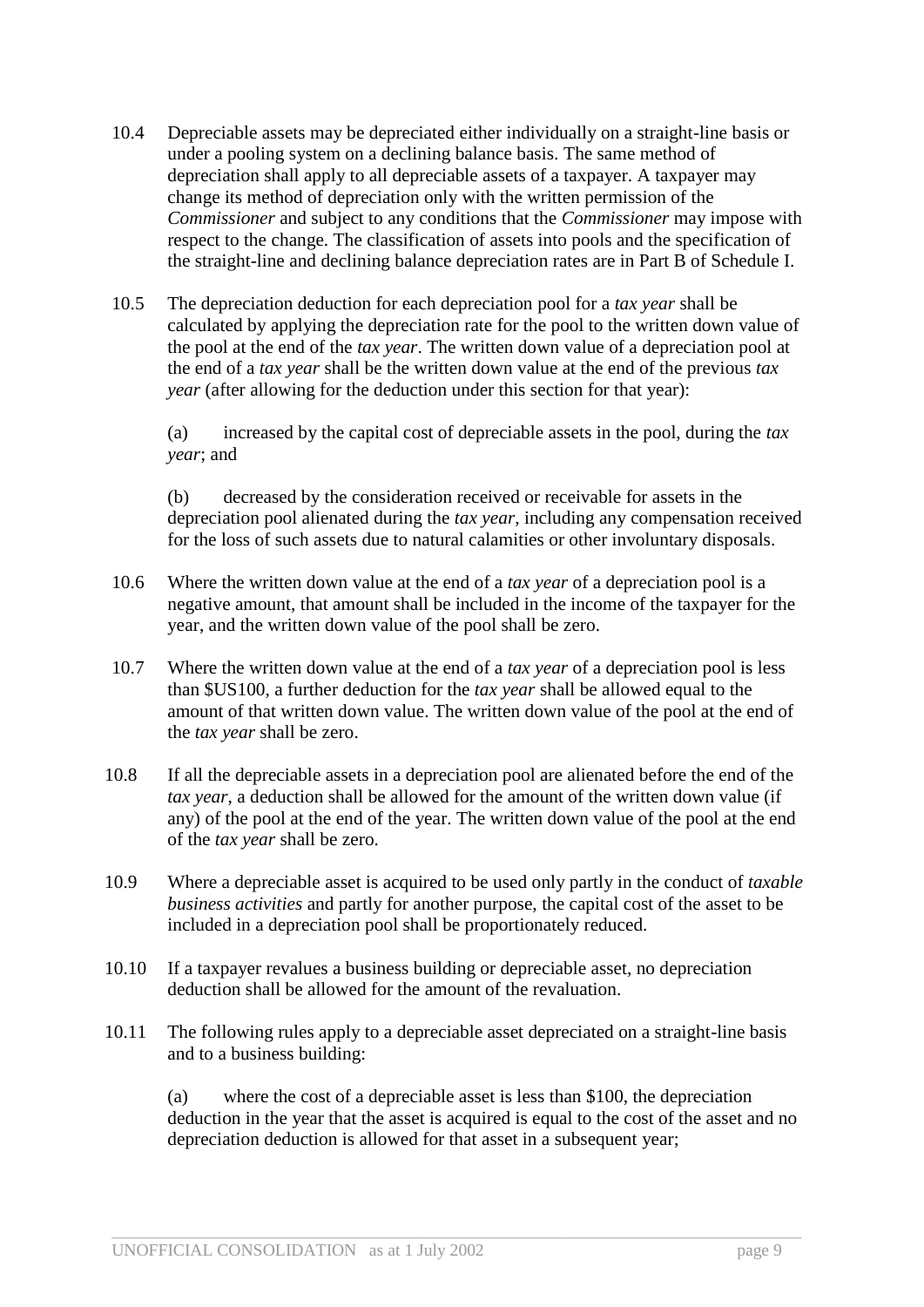10.4 Depreciable assets may be depreciated either individually on a straight-line basis or under a pooling system on a declining balance basis. The same method of depreciation shall apply to all depreciable assets of a taxpayer. A taxpayer may change its method of depreciation only with the written permission of the *Commissioner* and subject to any conditions that the *Commissioner* may impose with respect to the change. The classification of assets into pools and the specification of the straight-line and declining balance depreciation rates are in Part B of Schedule I.

10.5 The depreciation deduction for each depreciation pool for a *tax year* shall be calculated by applying the depreciation rate for the pool to the written down value of the pool at the end of the *tax year*. The written down value of a depreciation pool at the end of a *tax year* shall be the written down value at the end of the previous *tax year* (after allowing for the deduction under this section for that year):

(a) increased by the capital cost of depreciable assets in the pool, during the *tax year*; and

(b) decreased by the consideration received or receivable for assets in the depreciation pool alienated during the *tax year*, including any compensation received for the loss of such assets due to natural calamities or other involuntary disposals.

10.6 Where the written down value at the end of a *tax year* of a depreciation pool is a negative amount, that amount shall be included in the income of the taxpayer for the year, and the written down value of the pool shall be zero.

10.7 Where the written down value at the end of a *tax year* of a depreciation pool is less than $US100, a further deduction for the *tax year* shall be allowed equal to the amount of that written down value. The written down value of the pool at the end of the *tax year* shall be zero.

10.8 If all the depreciable assets in a depreciation pool are alienated before the end of the *tax year*, a deduction shall be allowed for the amount of the written down value (if any) of the pool at the end of the year. The written down value of the pool at the end of the *tax year* shall be zero.

10.9 Where a depreciable asset is acquired to be used only partly in the conduct of *taxable business activities* and partly for another purpose, the capital cost of the asset to be included in a depreciation pool shall be proportionately reduced.

10.10 If a taxpayer revalues a business building or depreciable asset, no depreciation deduction shall be allowed for the amount of the revaluation.

10.11 The following rules apply to a depreciable asset depreciated on a straight-line basis and to a business building:

(a) where the cost of a depreciable asset is less than $100, the depreciation deduction in the year that the asset is acquired is equal to the cost of the asset and no depreciation deduction is allowed for that asset in a subsequent year;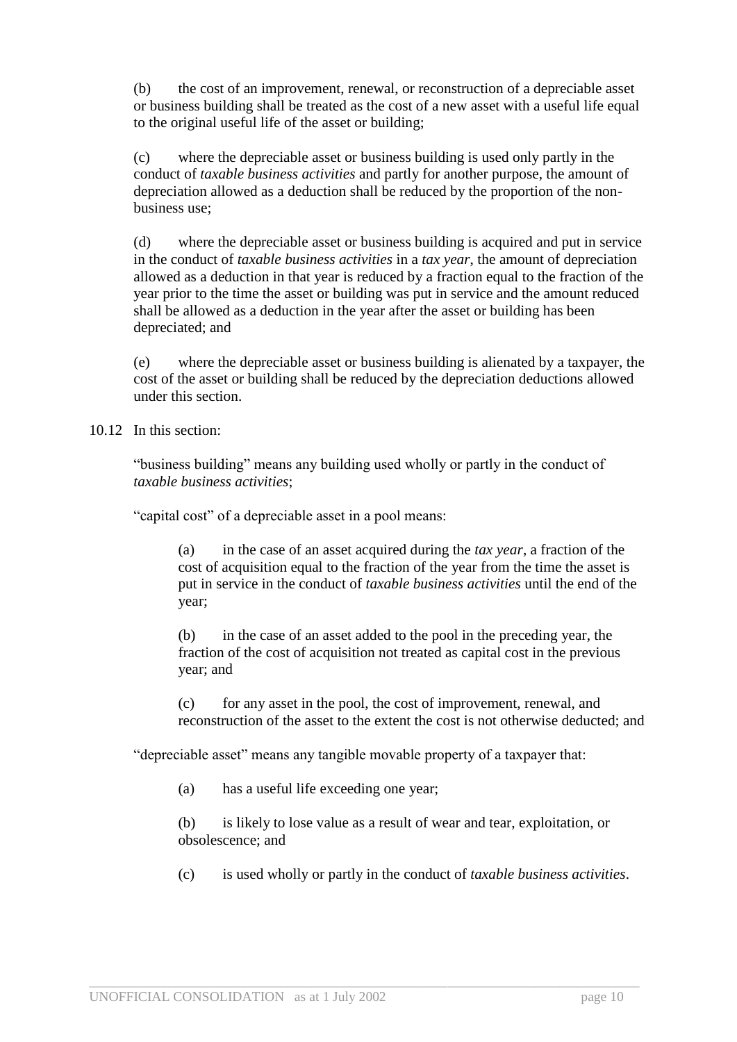(b) the cost of an improvement, renewal, or reconstruction of a depreciable asset or business building shall be treated as the cost of a new asset with a useful life equal to the original useful life of the asset or building;

(c) where the depreciable asset or business building is used only partly in the conduct of *taxable business activities* and partly for another purpose, the amount of depreciation allowed as a deduction shall be reduced by the proportion of the non-business use;

(d) where the depreciable asset or business building is acquired and put in service in the conduct of *taxable business activities* in a *tax year*, the amount of depreciation allowed as a deduction in that year is reduced by a fraction equal to the fraction of the year prior to the time the asset or building was put in service and the amount reduced shall be allowed as a deduction in the year after the asset or building has been depreciated; and

(e) where the depreciable asset or business building is alienated by a taxpayer, the cost of the asset or building shall be reduced by the depreciation deductions allowed under this section.

10.12 In this section:

"business building" means any building used wholly or partly in the conduct of *taxable business activities*;

"capital cost" of a depreciable asset in a pool means:

> (a) in the case of an asset acquired during the *tax year*, a fraction of the cost of acquisition equal to the fraction of the year from the time the asset is put in service in the conduct of *taxable business activities* until the end of the year;
>
> (b) in the case of an asset added to the pool in the preceding year, the fraction of the cost of acquisition not treated as capital cost in the previous year; and
>
> (c) for any asset in the pool, the cost of improvement, renewal, and reconstruction of the asset to the extent the cost is not otherwise deducted; and

"depreciable asset" means any tangible movable property of a taxpayer that:

> (a) has a useful life exceeding one year;
>
> (b) is likely to lose value as a result of wear and tear, exploitation, or obsolescence; and
>
> (c) is used wholly or partly in the conduct of *taxable business activities*.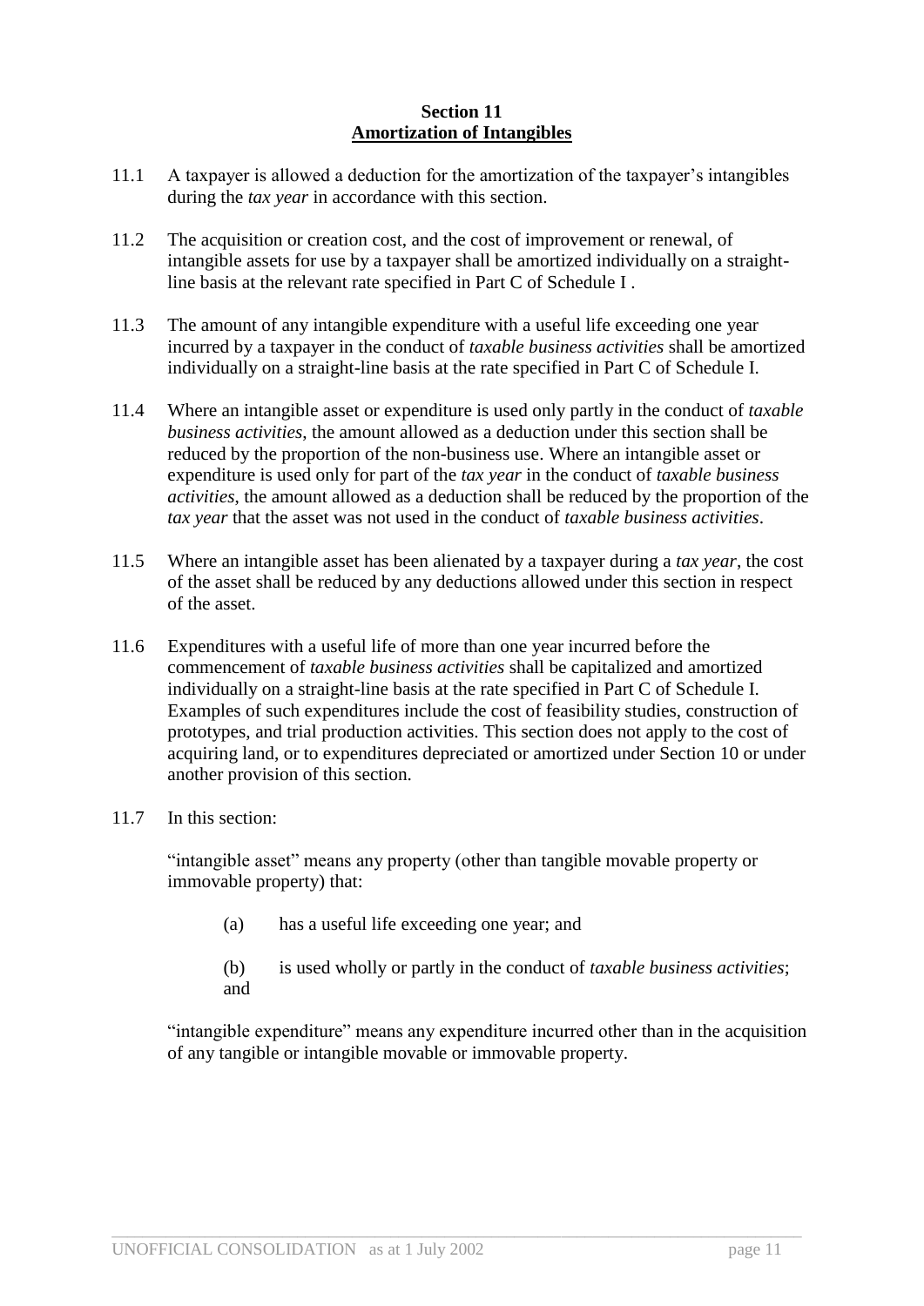## Section 11
## Amortization of Intangibles

11.1 A taxpayer is allowed a deduction for the amortization of the taxpayer's intangibles during the *tax year* in accordance with this section.

11.2 The acquisition or creation cost, and the cost of improvement or renewal, of intangible assets for use by a taxpayer shall be amortized individually on a straight-line basis at the relevant rate specified in Part C of Schedule I .

11.3 The amount of any intangible expenditure with a useful life exceeding one year incurred by a taxpayer in the conduct of *taxable business activities* shall be amortized individually on a straight-line basis at the rate specified in Part C of Schedule I.

11.4 Where an intangible asset or expenditure is used only partly in the conduct of *taxable business activities*, the amount allowed as a deduction under this section shall be reduced by the proportion of the non-business use. Where an intangible asset or expenditure is used only for part of the *tax year* in the conduct of *taxable business activities*, the amount allowed as a deduction shall be reduced by the proportion of the *tax year* that the asset was not used in the conduct of *taxable business activities*.

11.5 Where an intangible asset has been alienated by a taxpayer during a *tax year*, the cost of the asset shall be reduced by any deductions allowed under this section in respect of the asset.

11.6 Expenditures with a useful life of more than one year incurred before the commencement of *taxable business activities* shall be capitalized and amortized individually on a straight-line basis at the rate specified in Part C of Schedule I. Examples of such expenditures include the cost of feasibility studies, construction of prototypes, and trial production activities. This section does not apply to the cost of acquiring land, or to expenditures depreciated or amortized under Section 10 or under another provision of this section.

11.7 In this section:

"intangible asset" means any property (other than tangible movable property or immovable property) that:

(a) has a useful life exceeding one year; and

(b) is used wholly or partly in the conduct of *taxable business activities*; and

"intangible expenditure" means any expenditure incurred other than in the acquisition of any tangible or intangible movable or immovable property.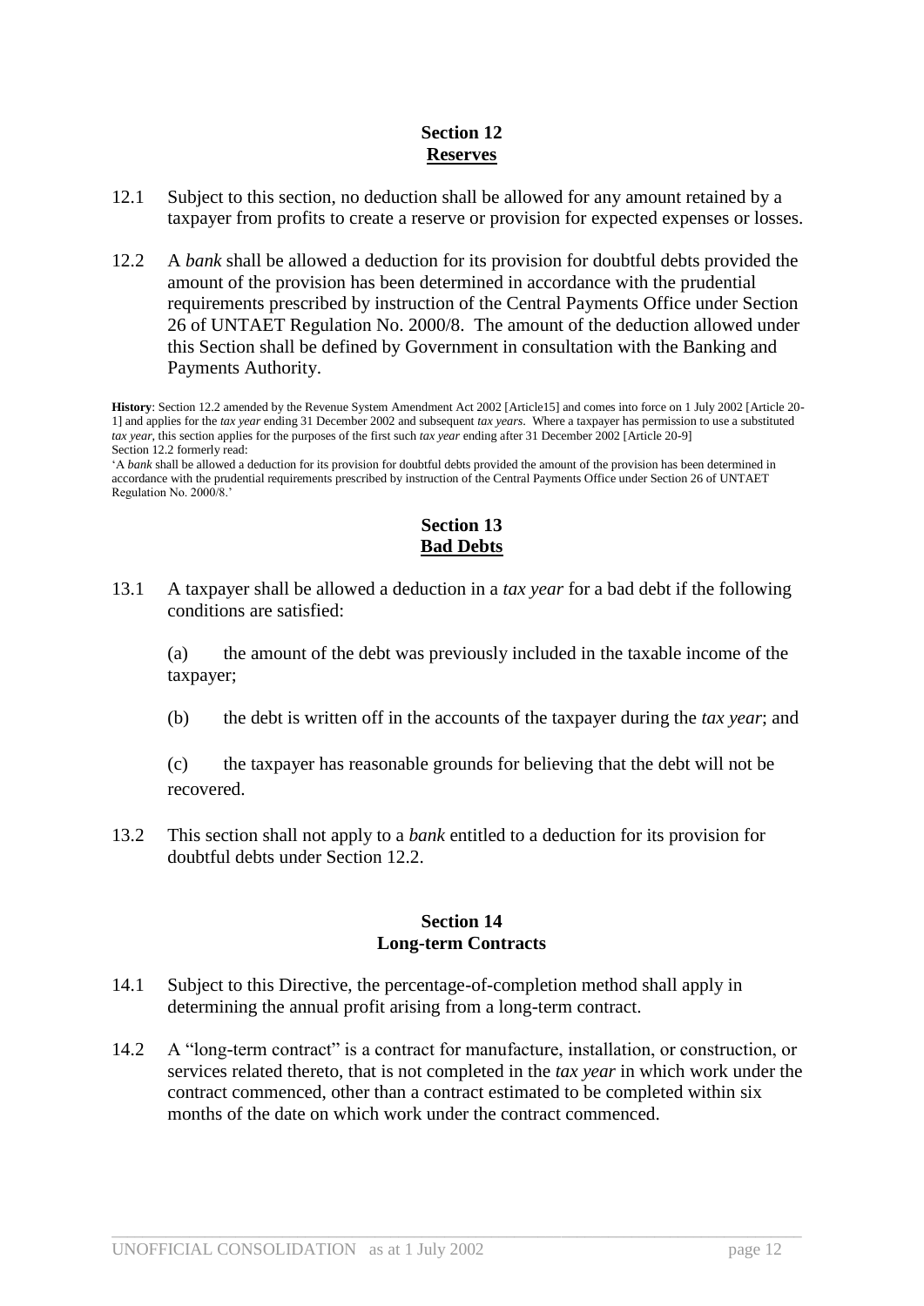## Section 12
## Reserves

12.1 Subject to this section, no deduction shall be allowed for any amount retained by a taxpayer from profits to create a reserve or provision for expected expenses or losses.

12.2 A *bank* shall be allowed a deduction for its provision for doubtful debts provided the amount of the provision has been determined in accordance with the prudential requirements prescribed by instruction of the Central Payments Office under Section 26 of UNTAET Regulation No. 2000/8. The amount of the deduction allowed under this Section shall be defined by Government in consultation with the Banking and Payments Authority.

**History**: Section 12.2 amended by the Revenue System Amendment Act 2002 [Article15] and comes into force on 1 July 2002 [Article 20-1] and applies for the *tax year* ending 31 December 2002 and subsequent *tax years*. Where a taxpayer has permission to use a substituted *tax year*, this section applies for the purposes of the first such *tax year* ending after 31 December 2002 [Article 20-9]
Section 12.2 formerly read:
'A *bank* shall be allowed a deduction for its provision for doubtful debts provided the amount of the provision has been determined in accordance with the prudential requirements prescribed by instruction of the Central Payments Office under Section 26 of UNTAET Regulation No. 2000/8.'

## Section 13
## Bad Debts

13.1 A taxpayer shall be allowed a deduction in a *tax year* for a bad debt if the following conditions are satisfied:

(a) the amount of the debt was previously included in the taxable income of the taxpayer;

(b) the debt is written off in the accounts of the taxpayer during the *tax year*; and

(c) the taxpayer has reasonable grounds for believing that the debt will not be recovered.

13.2 This section shall not apply to a *bank* entitled to a deduction for its provision for doubtful debts under Section 12.2.

## Section 14
## Long-term Contracts

14.1 Subject to this Directive, the percentage-of-completion method shall apply in determining the annual profit arising from a long-term contract.

14.2 A "long-term contract" is a contract for manufacture, installation, or construction, or services related thereto, that is not completed in the *tax year* in which work under the contract commenced, other than a contract estimated to be completed within six months of the date on which work under the contract commenced.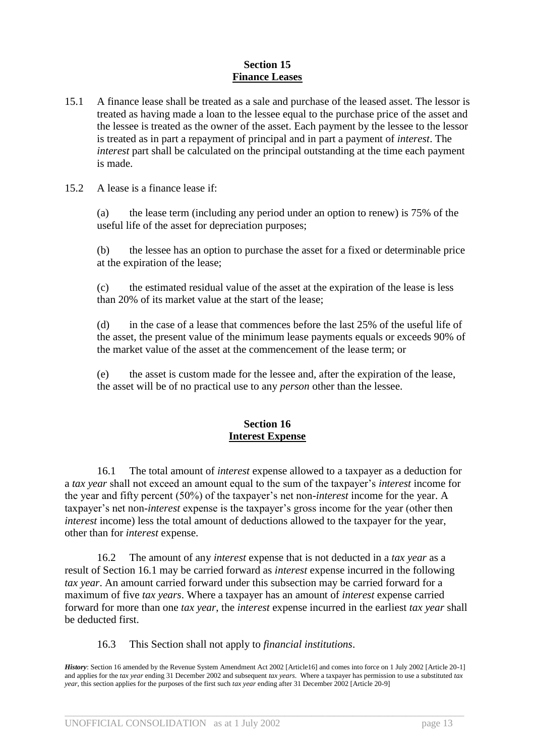## Section 15
## Finance Leases

15.1 A finance lease shall be treated as a sale and purchase of the leased asset. The lessor is treated as having made a loan to the lessee equal to the purchase price of the asset and the lessee is treated as the owner of the asset. Each payment by the lessee to the lessor is treated as in part a repayment of principal and in part a payment of *interest*. The *interest* part shall be calculated on the principal outstanding at the time each payment is made.

15.2 A lease is a finance lease if:

(a) the lease term (including any period under an option to renew) is 75% of the useful life of the asset for depreciation purposes;

(b) the lessee has an option to purchase the asset for a fixed or determinable price at the expiration of the lease;

(c) the estimated residual value of the asset at the expiration of the lease is less than 20% of its market value at the start of the lease;

(d) in the case of a lease that commences before the last 25% of the useful life of the asset, the present value of the minimum lease payments equals or exceeds 90% of the market value of the asset at the commencement of the lease term; or

(e) the asset is custom made for the lessee and, after the expiration of the lease, the asset will be of no practical use to any *person* other than the lessee.

## Section 16
## Interest Expense

16.1 The total amount of *interest* expense allowed to a taxpayer as a deduction for a *tax year* shall not exceed an amount equal to the sum of the taxpayer's *interest* income for the year and fifty percent (50%) of the taxpayer's net non-*interest* income for the year. A taxpayer's net non-*interest* expense is the taxpayer's gross income for the year (other then *interest* income) less the total amount of deductions allowed to the taxpayer for the year, other than for *interest* expense.

16.2 The amount of any *interest* expense that is not deducted in a *tax year* as a result of Section 16.1 may be carried forward as *interest* expense incurred in the following *tax year*. An amount carried forward under this subsection may be carried forward for a maximum of five *tax years*. Where a taxpayer has an amount of *interest* expense carried forward for more than one *tax year*, the *interest* expense incurred in the earliest *tax year* shall be deducted first.

16.3 This Section shall not apply to *financial institutions*.

***History***: Section 16 amended by the Revenue System Amendment Act 2002 [Article16] and comes into force on 1 July 2002 [Article 20-1] and applies for the *tax year* ending 31 December 2002 and subsequent *tax years*. Where a taxpayer has permission to use a substituted *tax year*, this section applies for the purposes of the first such *tax year* ending after 31 December 2002 [Article 20-9]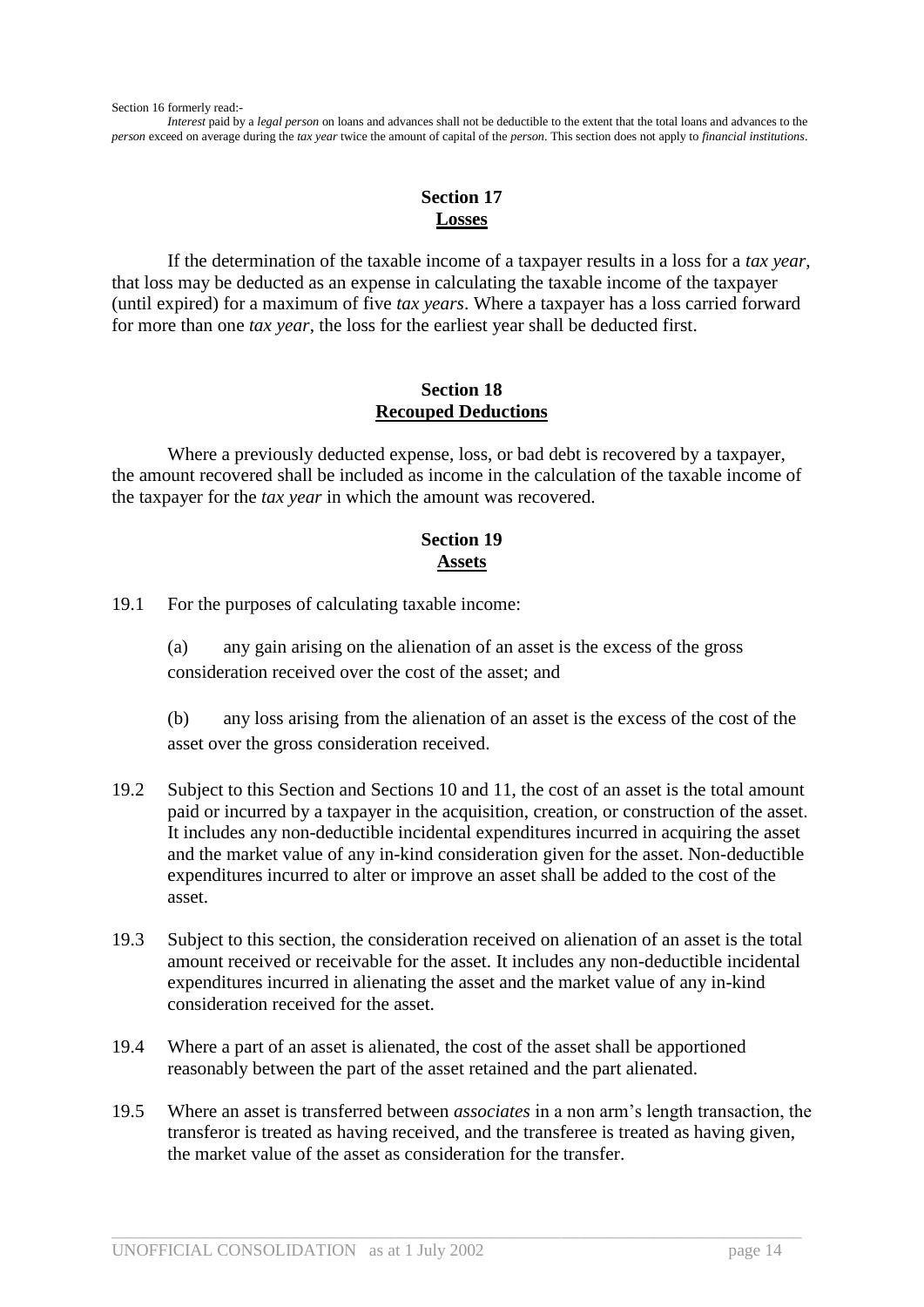Section 16 formerly read:-

*Interest* paid by a *legal person* on loans and advances shall not be deductible to the extent that the total loans and advances to the *person* exceed on average during the *tax year* twice the amount of capital of the *person*. This section does not apply to *financial institutions*.

## Section 17
## Losses

If the determination of the taxable income of a taxpayer results in a loss for a *tax year*, that loss may be deducted as an expense in calculating the taxable income of the taxpayer (until expired) for a maximum of five *tax years*. Where a taxpayer has a loss carried forward for more than one *tax year*, the loss for the earliest year shall be deducted first.

## Section 18
## Recouped Deductions

Where a previously deducted expense, loss, or bad debt is recovered by a taxpayer, the amount recovered shall be included as income in the calculation of the taxable income of the taxpayer for the *tax year* in which the amount was recovered.

## Section 19
## Assets

19.1 For the purposes of calculating taxable income:

(a) any gain arising on the alienation of an asset is the excess of the gross consideration received over the cost of the asset; and

(b) any loss arising from the alienation of an asset is the excess of the cost of the asset over the gross consideration received.

19.2 Subject to this Section and Sections 10 and 11, the cost of an asset is the total amount paid or incurred by a taxpayer in the acquisition, creation, or construction of the asset. It includes any non-deductible incidental expenditures incurred in acquiring the asset and the market value of any in-kind consideration given for the asset. Non-deductible expenditures incurred to alter or improve an asset shall be added to the cost of the asset.

19.3 Subject to this section, the consideration received on alienation of an asset is the total amount received or receivable for the asset. It includes any non-deductible incidental expenditures incurred in alienating the asset and the market value of any in-kind consideration received for the asset.

19.4 Where a part of an asset is alienated, the cost of the asset shall be apportioned reasonably between the part of the asset retained and the part alienated.

19.5 Where an asset is transferred between *associates* in a non arm's length transaction, the transferor is treated as having received, and the transferee is treated as having given, the market value of the asset as consideration for the transfer.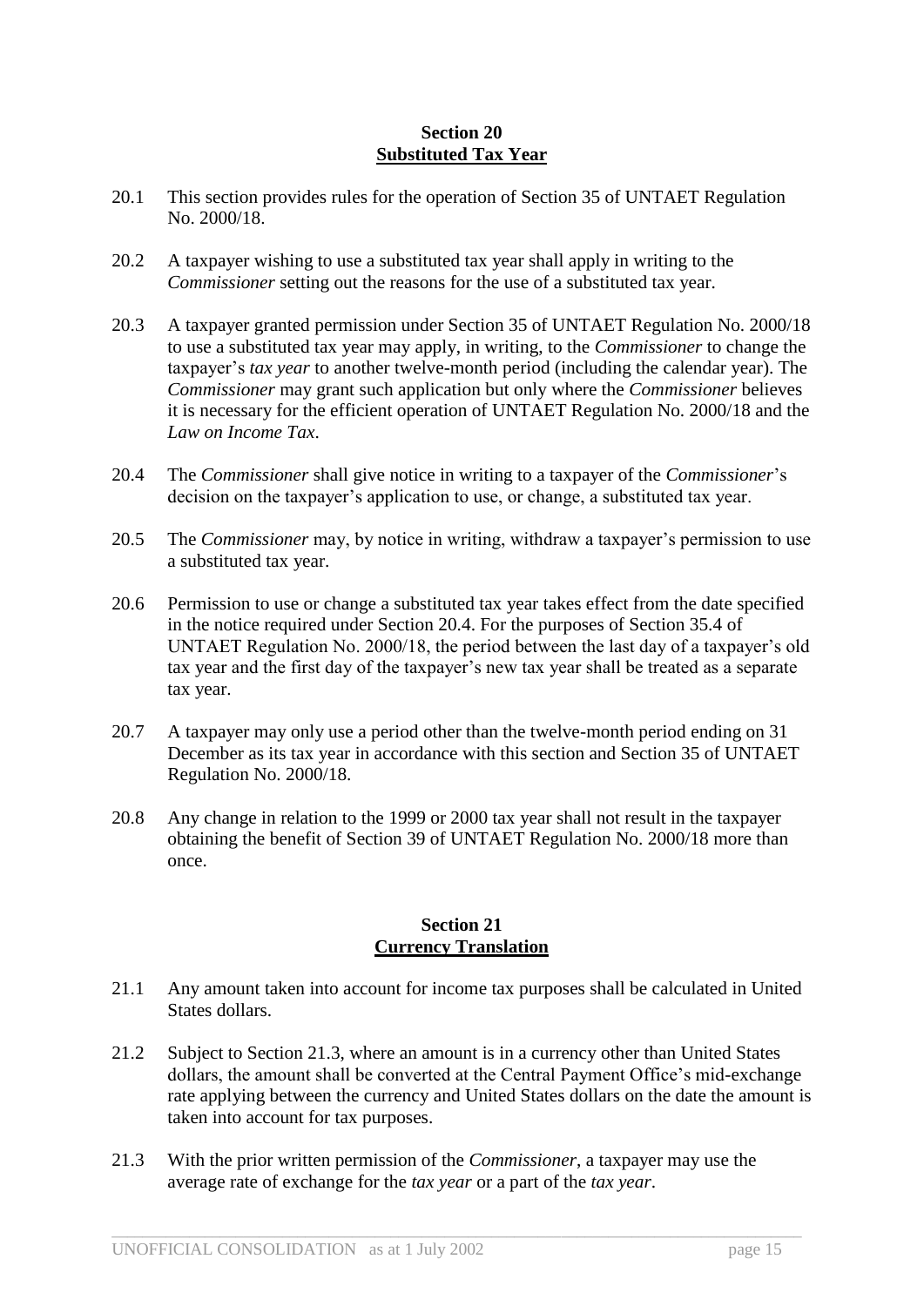## Section 20
## Substituted Tax Year

20.1 This section provides rules for the operation of Section 35 of UNTAET Regulation No. 2000/18.

20.2 A taxpayer wishing to use a substituted tax year shall apply in writing to the *Commissioner* setting out the reasons for the use of a substituted tax year.

20.3 A taxpayer granted permission under Section 35 of UNTAET Regulation No. 2000/18 to use a substituted tax year may apply, in writing, to the *Commissioner* to change the taxpayer's *tax year* to another twelve-month period (including the calendar year). The *Commissioner* may grant such application but only where the *Commissioner* believes it is necessary for the efficient operation of UNTAET Regulation No. 2000/18 and the *Law on Income Tax*.

20.4 The *Commissioner* shall give notice in writing to a taxpayer of the *Commissioner*'s decision on the taxpayer's application to use, or change, a substituted tax year.

20.5 The *Commissioner* may, by notice in writing, withdraw a taxpayer's permission to use a substituted tax year.

20.6 Permission to use or change a substituted tax year takes effect from the date specified in the notice required under Section 20.4. For the purposes of Section 35.4 of UNTAET Regulation No. 2000/18, the period between the last day of a taxpayer's old tax year and the first day of the taxpayer's new tax year shall be treated as a separate tax year.

20.7 A taxpayer may only use a period other than the twelve-month period ending on 31 December as its tax year in accordance with this section and Section 35 of UNTAET Regulation No. 2000/18.

20.8 Any change in relation to the 1999 or 2000 tax year shall not result in the taxpayer obtaining the benefit of Section 39 of UNTAET Regulation No. 2000/18 more than once.

## Section 21
## Currency Translation

21.1 Any amount taken into account for income tax purposes shall be calculated in United States dollars.

21.2 Subject to Section 21.3, where an amount is in a currency other than United States dollars, the amount shall be converted at the Central Payment Office's mid-exchange rate applying between the currency and United States dollars on the date the amount is taken into account for tax purposes.

21.3 With the prior written permission of the *Commissioner*, a taxpayer may use the average rate of exchange for the *tax year* or a part of the *tax year*.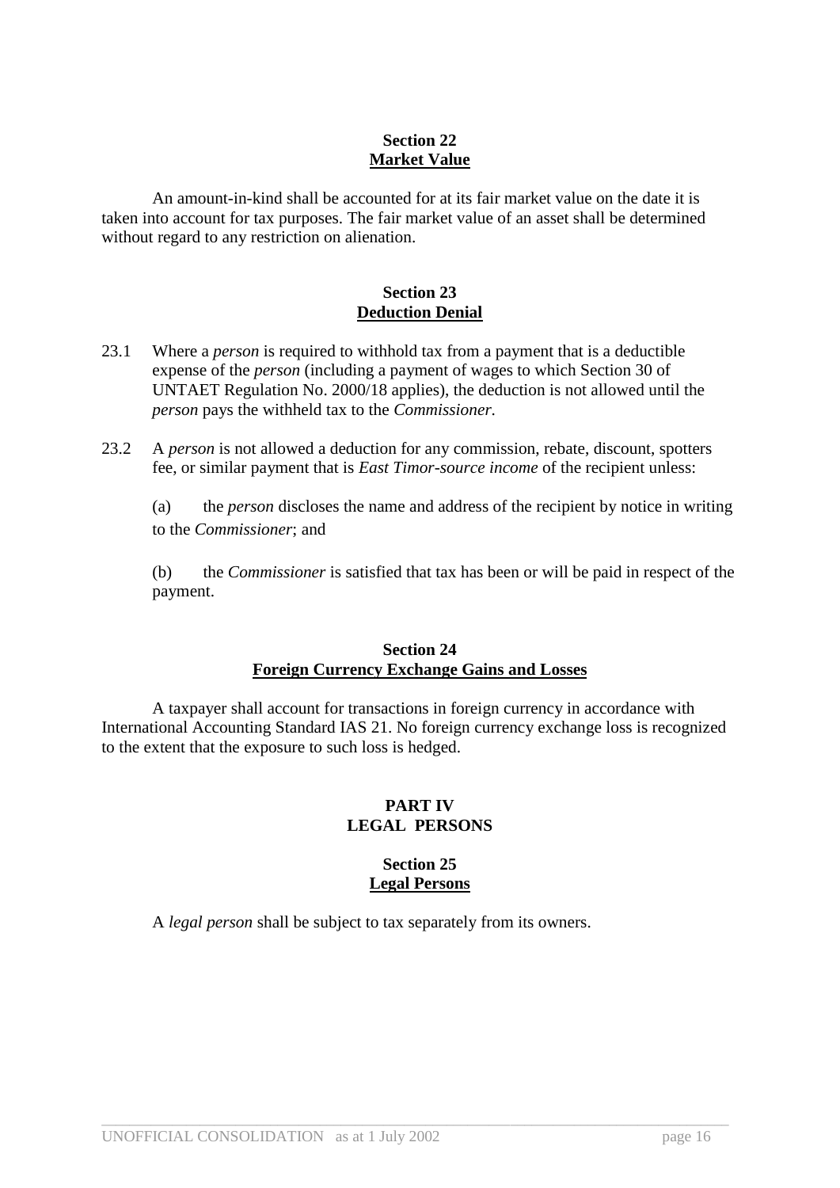### Section 22
### Market Value

An amount-in-kind shall be accounted for at its fair market value on the date it is taken into account for tax purposes. The fair market value of an asset shall be determined without regard to any restriction on alienation.

### Section 23
### Deduction Denial

23.1 Where a *person* is required to withhold tax from a payment that is a deductible expense of the *person* (including a payment of wages to which Section 30 of UNTAET Regulation No. 2000/18 applies), the deduction is not allowed until the *person* pays the withheld tax to the *Commissioner*.

23.2 A *person* is not allowed a deduction for any commission, rebate, discount, spotters fee, or similar payment that is *East Timor-source income* of the recipient unless:

(a) the *person* discloses the name and address of the recipient by notice in writing to the *Commissioner*; and

(b) the *Commissioner* is satisfied that tax has been or will be paid in respect of the payment.

### Section 24
### Foreign Currency Exchange Gains and Losses

A taxpayer shall account for transactions in foreign currency in accordance with International Accounting Standard IAS 21. No foreign currency exchange loss is recognized to the extent that the exposure to such loss is hedged.

## PART IV
## LEGAL PERSONS

### Section 25
### Legal Persons

A *legal person* shall be subject to tax separately from its owners.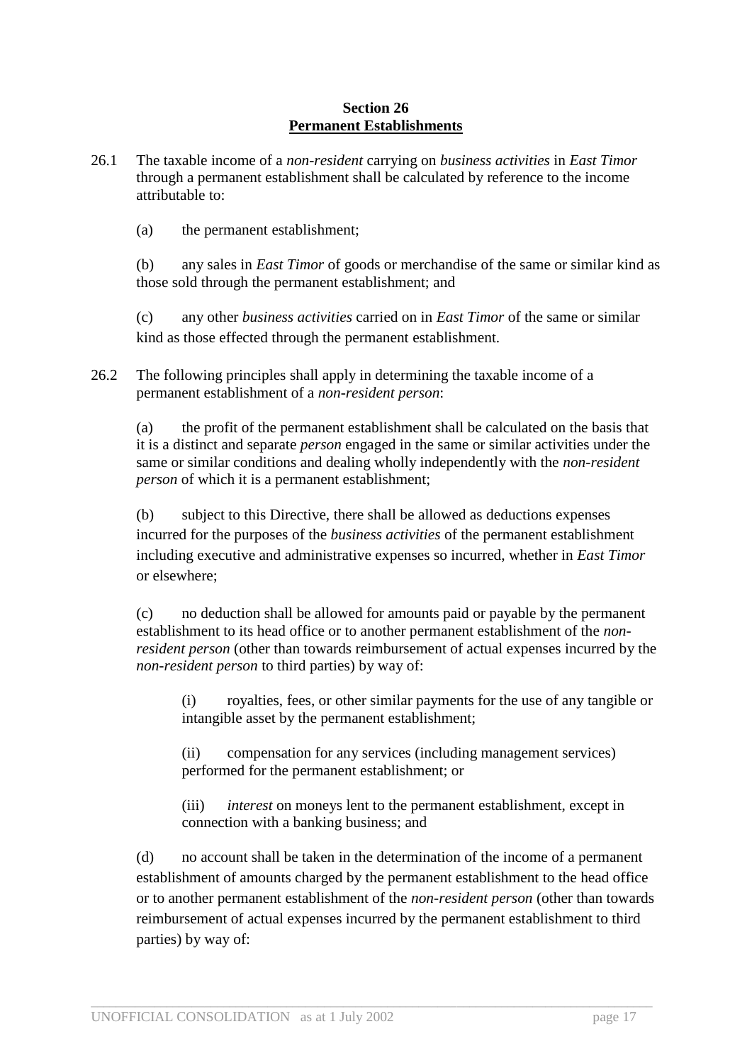**Section 26**
**Permanent Establishments**

26.1 The taxable income of a *non-resident* carrying on *business activities* in *East Timor* through a permanent establishment shall be calculated by reference to the income attributable to:

(a) the permanent establishment;

(b) any sales in *East Timor* of goods or merchandise of the same or similar kind as those sold through the permanent establishment; and

(c) any other *business activities* carried on in *East Timor* of the same or similar kind as those effected through the permanent establishment.

26.2 The following principles shall apply in determining the taxable income of a permanent establishment of a *non-resident person*:

(a) the profit of the permanent establishment shall be calculated on the basis that it is a distinct and separate *person* engaged in the same or similar activities under the same or similar conditions and dealing wholly independently with the *non-resident person* of which it is a permanent establishment;

(b) subject to this Directive, there shall be allowed as deductions expenses incurred for the purposes of the *business activities* of the permanent establishment including executive and administrative expenses so incurred, whether in *East Timor* or elsewhere;

(c) no deduction shall be allowed for amounts paid or payable by the permanent establishment to its head office or to another permanent establishment of the *non-resident person* (other than towards reimbursement of actual expenses incurred by the *non-resident person* to third parties) by way of:

(i) royalties, fees, or other similar payments for the use of any tangible or intangible asset by the permanent establishment;

(ii) compensation for any services (including management services) performed for the permanent establishment; or

(iii) *interest* on moneys lent to the permanent establishment, except in connection with a banking business; and

(d) no account shall be taken in the determination of the income of a permanent establishment of amounts charged by the permanent establishment to the head office or to another permanent establishment of the *non-resident person* (other than towards reimbursement of actual expenses incurred by the permanent establishment to third parties) by way of: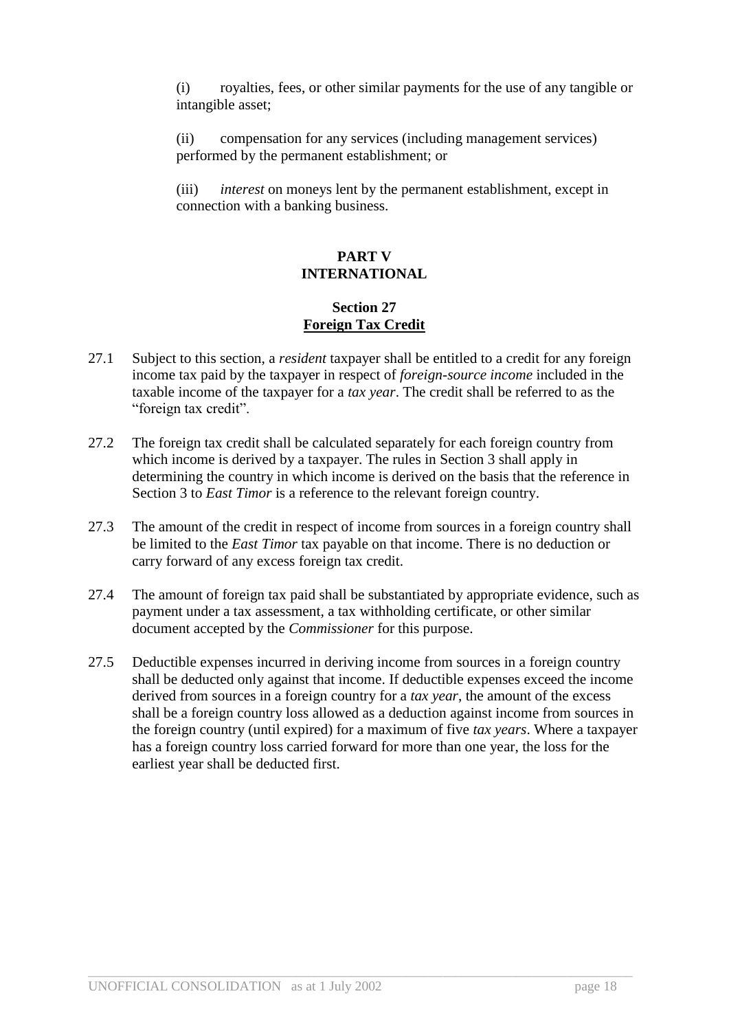(i) royalties, fees, or other similar payments for the use of any tangible or intangible asset;

(ii) compensation for any services (including management services) performed by the permanent establishment; or

(iii) *interest* on moneys lent by the permanent establishment, except in connection with a banking business.

## PART V
## INTERNATIONAL

### Section 27
### Foreign Tax Credit

27.1 Subject to this section, a *resident* taxpayer shall be entitled to a credit for any foreign income tax paid by the taxpayer in respect of *foreign-source income* included in the taxable income of the taxpayer for a *tax year*. The credit shall be referred to as the "foreign tax credit".

27.2 The foreign tax credit shall be calculated separately for each foreign country from which income is derived by a taxpayer. The rules in Section 3 shall apply in determining the country in which income is derived on the basis that the reference in Section 3 to *East Timor* is a reference to the relevant foreign country.

27.3 The amount of the credit in respect of income from sources in a foreign country shall be limited to the *East Timor* tax payable on that income. There is no deduction or carry forward of any excess foreign tax credit.

27.4 The amount of foreign tax paid shall be substantiated by appropriate evidence, such as payment under a tax assessment, a tax withholding certificate, or other similar document accepted by the *Commissioner* for this purpose.

27.5 Deductible expenses incurred in deriving income from sources in a foreign country shall be deducted only against that income. If deductible expenses exceed the income derived from sources in a foreign country for a *tax year*, the amount of the excess shall be a foreign country loss allowed as a deduction against income from sources in the foreign country (until expired) for a maximum of five *tax years*. Where a taxpayer has a foreign country loss carried forward for more than one year, the loss for the earliest year shall be deducted first.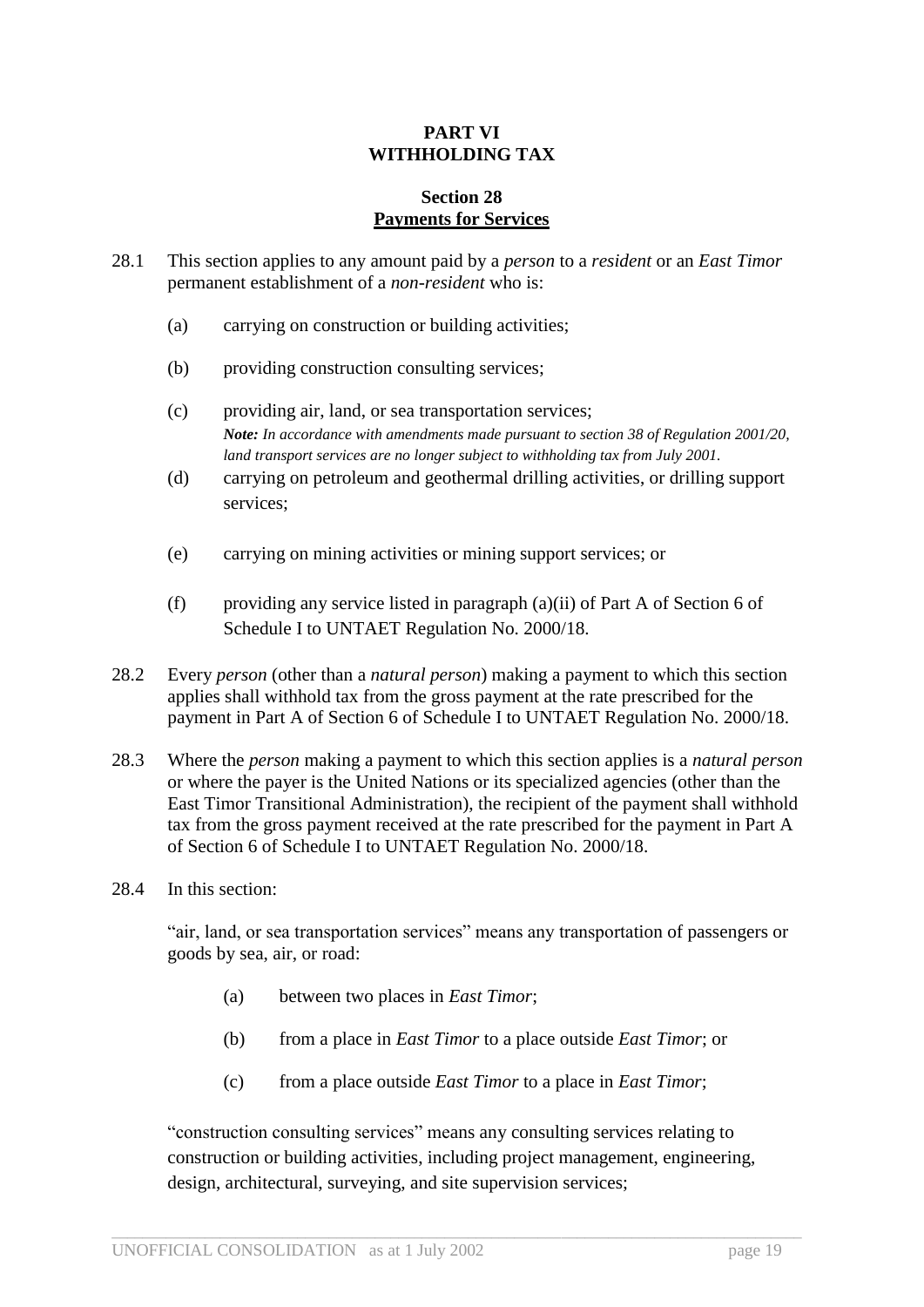# PART VI
# WITHHOLDING TAX

## Section 28
## Payments for Services

28.1 This section applies to any amount paid by a *person* to a *resident* or an *East Timor* permanent establishment of a *non-resident* who is:

(a) carrying on construction or building activities;

(b) providing construction consulting services;

(c) providing air, land, or sea transportation services;
***Note:*** *In accordance with amendments made pursuant to section 38 of Regulation 2001/20, land transport services are no longer subject to withholding tax from July 2001.*

(d) carrying on petroleum and geothermal drilling activities, or drilling support services;

(e) carrying on mining activities or mining support services; or

(f) providing any service listed in paragraph (a)(ii) of Part A of Section 6 of Schedule I to UNTAET Regulation No. 2000/18.

28.2 Every *person* (other than a *natural person*) making a payment to which this section applies shall withhold tax from the gross payment at the rate prescribed for the payment in Part A of Section 6 of Schedule I to UNTAET Regulation No. 2000/18.

28.3 Where the *person* making a payment to which this section applies is a *natural person* or where the payer is the United Nations or its specialized agencies (other than the East Timor Transitional Administration), the recipient of the payment shall withhold tax from the gross payment received at the rate prescribed for the payment in Part A of Section 6 of Schedule I to UNTAET Regulation No. 2000/18.

28.4 In this section:

"air, land, or sea transportation services" means any transportation of passengers or goods by sea, air, or road:

(a) between two places in *East Timor*;

(b) from a place in *East Timor* to a place outside *East Timor*; or

(c) from a place outside *East Timor* to a place in *East Timor*;

"construction consulting services" means any consulting services relating to construction or building activities, including project management, engineering, design, architectural, surveying, and site supervision services;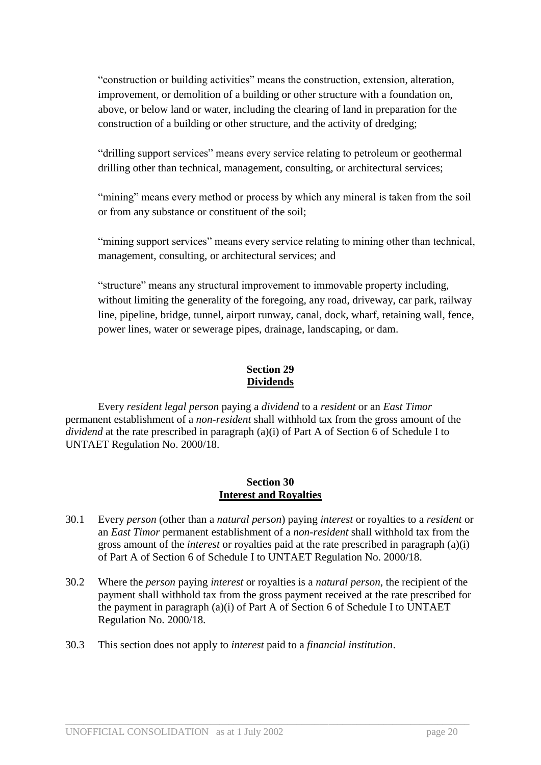"construction or building activities" means the construction, extension, alteration, improvement, or demolition of a building or other structure with a foundation on, above, or below land or water, including the clearing of land in preparation for the construction of a building or other structure, and the activity of dredging;

"drilling support services" means every service relating to petroleum or geothermal drilling other than technical, management, consulting, or architectural services;

"mining" means every method or process by which any mineral is taken from the soil or from any substance or constituent of the soil;

"mining support services" means every service relating to mining other than technical, management, consulting, or architectural services; and

"structure" means any structural improvement to immovable property including, without limiting the generality of the foregoing, any road, driveway, car park, railway line, pipeline, bridge, tunnel, airport runway, canal, dock, wharf, retaining wall, fence, power lines, water or sewerage pipes, drainage, landscaping, or dam.

## Section 29
## Dividends

Every *resident legal person* paying a *dividend* to a *resident* or an *East Timor* permanent establishment of a *non-resident* shall withhold tax from the gross amount of the *dividend* at the rate prescribed in paragraph (a)(i) of Part A of Section 6 of Schedule I to UNTAET Regulation No. 2000/18.

## Section 30
## Interest and Royalties

30.1 Every *person* (other than a *natural person*) paying *interest* or royalties to a *resident* or an *East Timor* permanent establishment of a *non-resident* shall withhold tax from the gross amount of the *interest* or royalties paid at the rate prescribed in paragraph (a)(i) of Part A of Section 6 of Schedule I to UNTAET Regulation No. 2000/18.

30.2 Where the *person* paying *interest* or royalties is a *natural person*, the recipient of the payment shall withhold tax from the gross payment received at the rate prescribed for the payment in paragraph (a)(i) of Part A of Section 6 of Schedule I to UNTAET Regulation No. 2000/18.

30.3 This section does not apply to *interest* paid to a *financial institution*.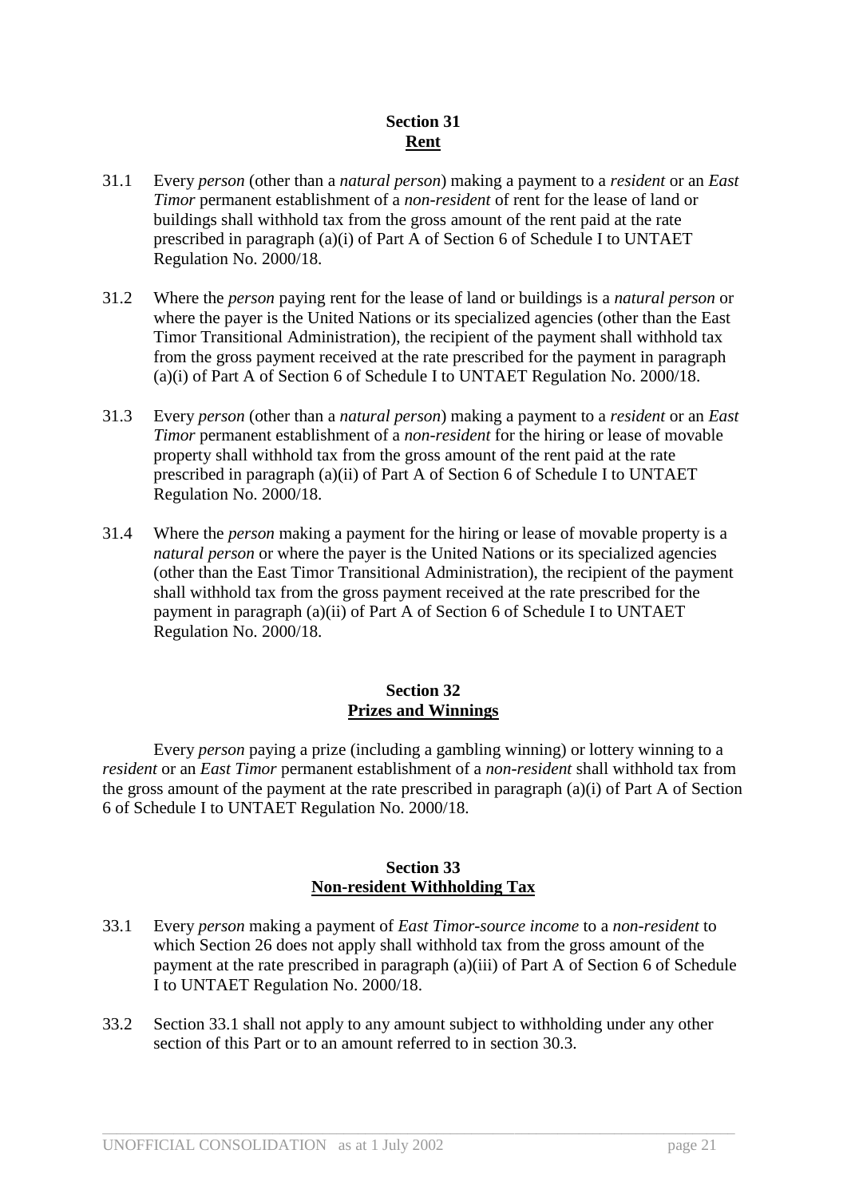## Section 31
## Rent

31.1 Every *person* (other than a *natural person*) making a payment to a *resident* or an *East Timor* permanent establishment of a *non-resident* of rent for the lease of land or buildings shall withhold tax from the gross amount of the rent paid at the rate prescribed in paragraph (a)(i) of Part A of Section 6 of Schedule I to UNTAET Regulation No. 2000/18.

31.2 Where the *person* paying rent for the lease of land or buildings is a *natural person* or where the payer is the United Nations or its specialized agencies (other than the East Timor Transitional Administration), the recipient of the payment shall withhold tax from the gross payment received at the rate prescribed for the payment in paragraph (a)(i) of Part A of Section 6 of Schedule I to UNTAET Regulation No. 2000/18.

31.3 Every *person* (other than a *natural person*) making a payment to a *resident* or an *East Timor* permanent establishment of a *non-resident* for the hiring or lease of movable property shall withhold tax from the gross amount of the rent paid at the rate prescribed in paragraph (a)(ii) of Part A of Section 6 of Schedule I to UNTAET Regulation No. 2000/18.

31.4 Where the *person* making a payment for the hiring or lease of movable property is a *natural person* or where the payer is the United Nations or its specialized agencies (other than the East Timor Transitional Administration), the recipient of the payment shall withhold tax from the gross payment received at the rate prescribed for the payment in paragraph (a)(ii) of Part A of Section 6 of Schedule I to UNTAET Regulation No. 2000/18.

## Section 32
## Prizes and Winnings

Every *person* paying a prize (including a gambling winning) or lottery winning to a *resident* or an *East Timor* permanent establishment of a *non-resident* shall withhold tax from the gross amount of the payment at the rate prescribed in paragraph (a)(i) of Part A of Section 6 of Schedule I to UNTAET Regulation No. 2000/18.

## Section 33
## Non-resident Withholding Tax

33.1 Every *person* making a payment of *East Timor-source income* to a *non-resident* to which Section 26 does not apply shall withhold tax from the gross amount of the payment at the rate prescribed in paragraph (a)(iii) of Part A of Section 6 of Schedule I to UNTAET Regulation No. 2000/18.

33.2 Section 33.1 shall not apply to any amount subject to withholding under any other section of this Part or to an amount referred to in section 30.3.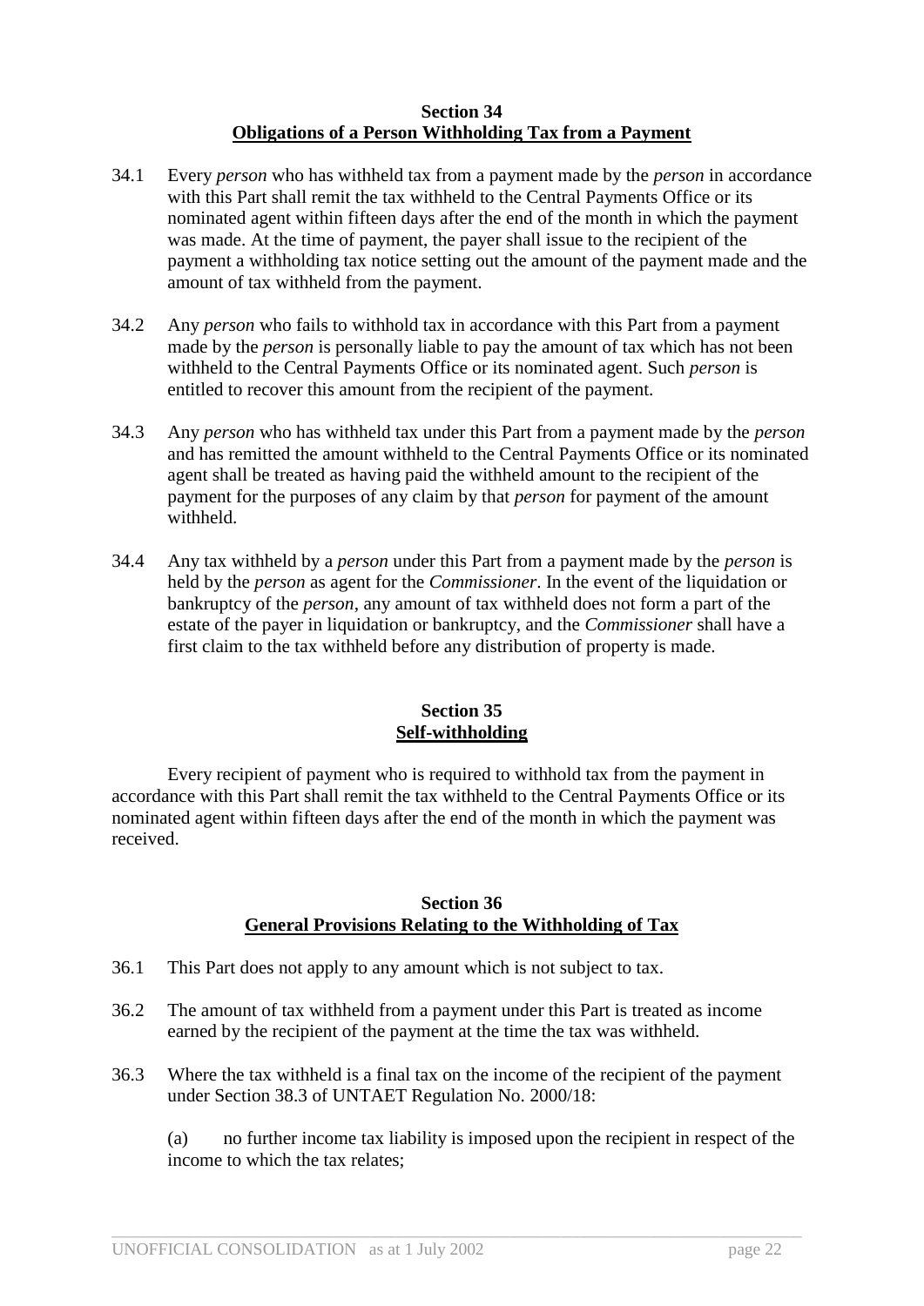## Section 34
## Obligations of a Person Withholding Tax from a Payment

34.1 Every *person* who has withheld tax from a payment made by the *person* in accordance with this Part shall remit the tax withheld to the Central Payments Office or its nominated agent within fifteen days after the end of the month in which the payment was made. At the time of payment, the payer shall issue to the recipient of the payment a withholding tax notice setting out the amount of the payment made and the amount of tax withheld from the payment.

34.2 Any *person* who fails to withhold tax in accordance with this Part from a payment made by the *person* is personally liable to pay the amount of tax which has not been withheld to the Central Payments Office or its nominated agent. Such *person* is entitled to recover this amount from the recipient of the payment.

34.3 Any *person* who has withheld tax under this Part from a payment made by the *person* and has remitted the amount withheld to the Central Payments Office or its nominated agent shall be treated as having paid the withheld amount to the recipient of the payment for the purposes of any claim by that *person* for payment of the amount withheld.

34.4 Any tax withheld by a *person* under this Part from a payment made by the *person* is held by the *person* as agent for the *Commissioner*. In the event of the liquidation or bankruptcy of the *person*, any amount of tax withheld does not form a part of the estate of the payer in liquidation or bankruptcy, and the *Commissioner* shall have a first claim to the tax withheld before any distribution of property is made.

## Section 35
## Self-withholding

Every recipient of payment who is required to withhold tax from the payment in accordance with this Part shall remit the tax withheld to the Central Payments Office or its nominated agent within fifteen days after the end of the month in which the payment was received.

## Section 36
## General Provisions Relating to the Withholding of Tax

36.1 This Part does not apply to any amount which is not subject to tax.

36.2 The amount of tax withheld from a payment under this Part is treated as income earned by the recipient of the payment at the time the tax was withheld.

36.3 Where the tax withheld is a final tax on the income of the recipient of the payment under Section 38.3 of UNTAET Regulation No. 2000/18:

(a) no further income tax liability is imposed upon the recipient in respect of the income to which the tax relates;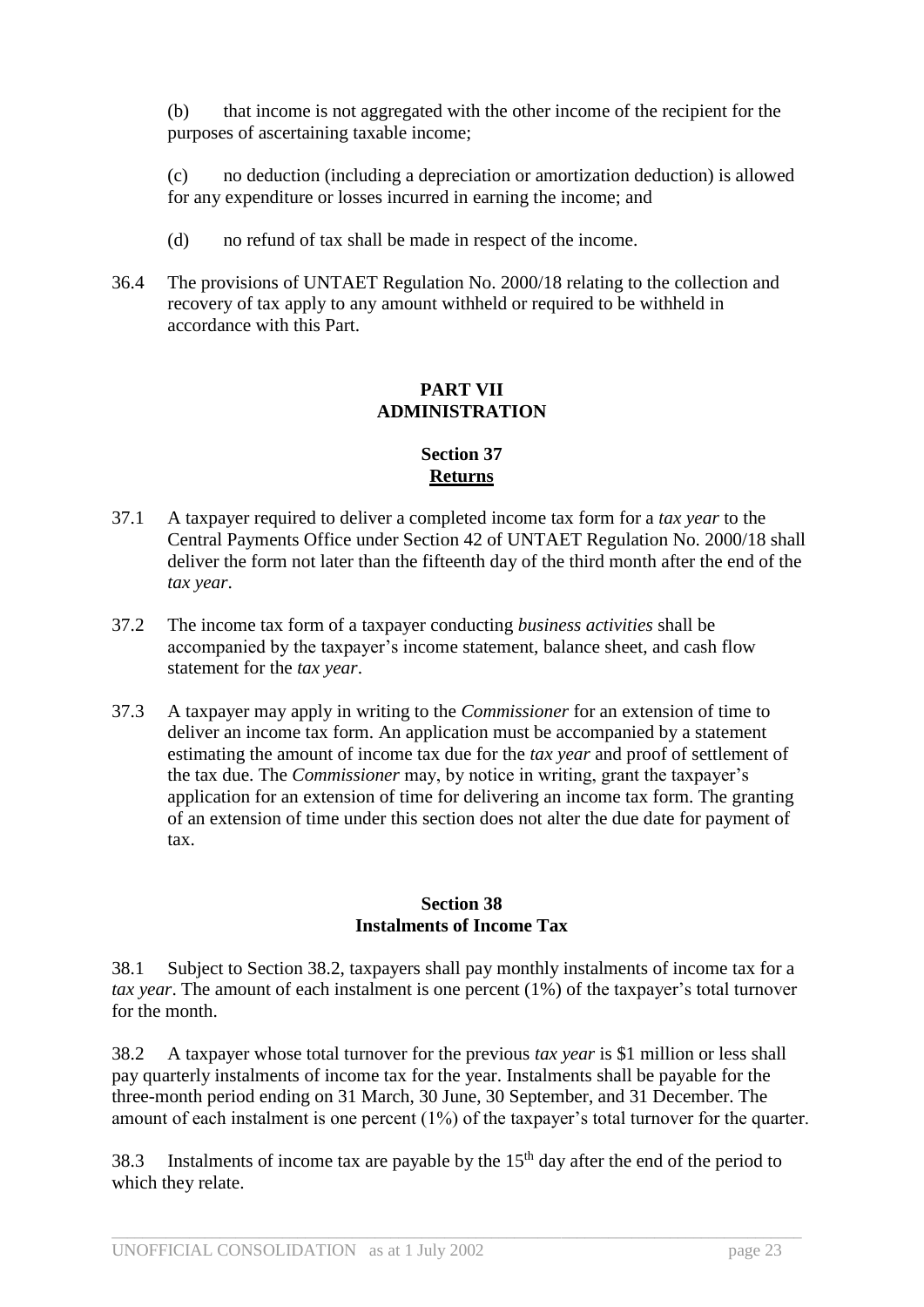(b) that income is not aggregated with the other income of the recipient for the purposes of ascertaining taxable income;

(c) no deduction (including a depreciation or amortization deduction) is allowed for any expenditure or losses incurred in earning the income; and

(d) no refund of tax shall be made in respect of the income.

36.4 The provisions of UNTAET Regulation No. 2000/18 relating to the collection and recovery of tax apply to any amount withheld or required to be withheld in accordance with this Part.

## PART VII
## ADMINISTRATION

### Section 37
### Returns

37.1 A taxpayer required to deliver a completed income tax form for a *tax year* to the Central Payments Office under Section 42 of UNTAET Regulation No. 2000/18 shall deliver the form not later than the fifteenth day of the third month after the end of the *tax year*.

37.2 The income tax form of a taxpayer conducting *business activities* shall be accompanied by the taxpayer's income statement, balance sheet, and cash flow statement for the *tax year*.

37.3 A taxpayer may apply in writing to the *Commissioner* for an extension of time to deliver an income tax form. An application must be accompanied by a statement estimating the amount of income tax due for the *tax year* and proof of settlement of the tax due. The *Commissioner* may, by notice in writing, grant the taxpayer's application for an extension of time for delivering an income tax form. The granting of an extension of time under this section does not alter the due date for payment of tax.

### Section 38
### Instalments of Income Tax

38.1 Subject to Section 38.2, taxpayers shall pay monthly instalments of income tax for a *tax year*. The amount of each instalment is one percent (1%) of the taxpayer's total turnover for the month.

38.2 A taxpayer whose total turnover for the previous *tax year* is $1 million or less shall pay quarterly instalments of income tax for the year. Instalments shall be payable for the three-month period ending on 31 March, 30 June, 30 September, and 31 December. The amount of each instalment is one percent (1%) of the taxpayer's total turnover for the quarter.

38.3 Instalments of income tax are payable by the 15th day after the end of the period to which they relate.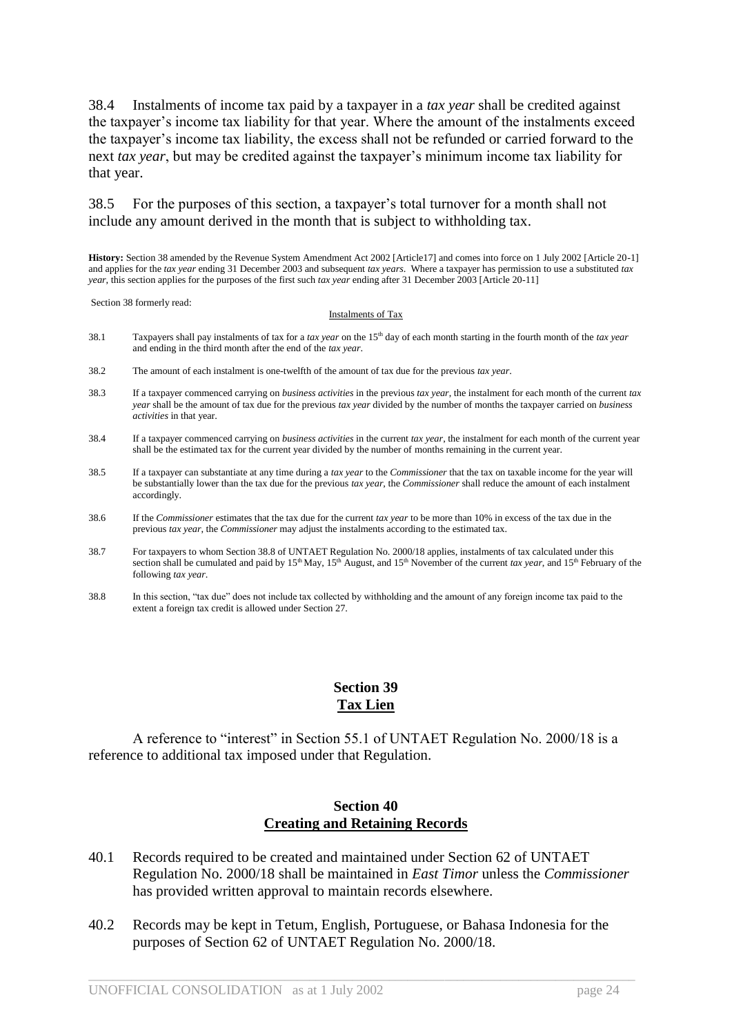38.4 Instalments of income tax paid by a taxpayer in a *tax year* shall be credited against the taxpayer's income tax liability for that year. Where the amount of the instalments exceed the taxpayer's income tax liability, the excess shall not be refunded or carried forward to the next *tax year*, but may be credited against the taxpayer's minimum income tax liability for that year.

38.5 For the purposes of this section, a taxpayer's total turnover for a month shall not include any amount derived in the month that is subject to withholding tax.

**History:** Section 38 amended by the Revenue System Amendment Act 2002 [Article17] and comes into force on 1 July 2002 [Article 20-1] and applies for the *tax year* ending 31 December 2003 and subsequent *tax years*. Where a taxpayer has permission to use a substituted *tax year*, this section applies for the purposes of the first such *tax year* ending after 31 December 2003 [Article 20-11]

Section 38 formerly read:

Instalments of Tax

38.1 Taxpayers shall pay instalments of tax for a *tax year* on the 15th day of each month starting in the fourth month of the *tax year* and ending in the third month after the end of the *tax year*.

38.2 The amount of each instalment is one-twelfth of the amount of tax due for the previous *tax year*.

38.3 If a taxpayer commenced carrying on *business activities* in the previous *tax year*, the instalment for each month of the current *tax year* shall be the amount of tax due for the previous *tax year* divided by the number of months the taxpayer carried on *business activities* in that year.

38.4 If a taxpayer commenced carrying on *business activities* in the current *tax year*, the instalment for each month of the current year shall be the estimated tax for the current year divided by the number of months remaining in the current year.

38.5 If a taxpayer can substantiate at any time during a *tax year* to the *Commissioner* that the tax on taxable income for the year will be substantially lower than the tax due for the previous *tax year*, the *Commissioner* shall reduce the amount of each instalment accordingly.

38.6 If the *Commissioner* estimates that the tax due for the current *tax year* to be more than 10% in excess of the tax due in the previous *tax year*, the *Commissioner* may adjust the instalments according to the estimated tax.

38.7 For taxpayers to whom Section 38.8 of UNTAET Regulation No. 2000/18 applies, instalments of tax calculated under this section shall be cumulated and paid by 15th May, 15th August, and 15th November of the current *tax year*, and 15th February of the following *tax year*.

38.8 In this section, "tax due" does not include tax collected by withholding and the amount of any foreign income tax paid to the extent a foreign tax credit is allowed under Section 27.

## Section 39
## Tax Lien

A reference to "interest" in Section 55.1 of UNTAET Regulation No. 2000/18 is a reference to additional tax imposed under that Regulation.

## Section 40
## Creating and Retaining Records

40.1 Records required to be created and maintained under Section 62 of UNTAET Regulation No. 2000/18 shall be maintained in *East Timor* unless the *Commissioner* has provided written approval to maintain records elsewhere.

40.2 Records may be kept in Tetum, English, Portuguese, or Bahasa Indonesia for the purposes of Section 62 of UNTAET Regulation No. 2000/18.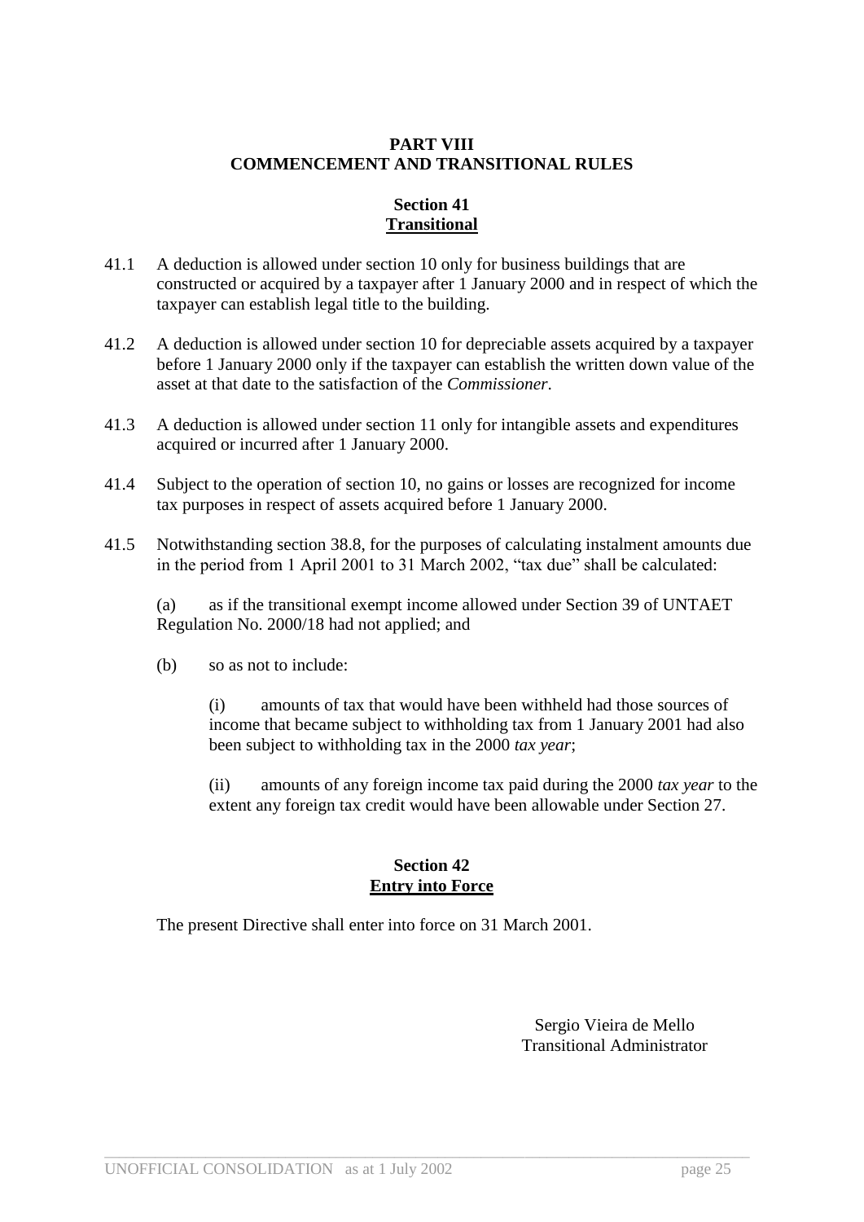## PART VIII
## COMMENCEMENT AND TRANSITIONAL RULES

### Section 41
### Transitional

41.1 A deduction is allowed under section 10 only for business buildings that are constructed or acquired by a taxpayer after 1 January 2000 and in respect of which the taxpayer can establish legal title to the building.

41.2 A deduction is allowed under section 10 for depreciable assets acquired by a taxpayer before 1 January 2000 only if the taxpayer can establish the written down value of the asset at that date to the satisfaction of the *Commissioner*.

41.3 A deduction is allowed under section 11 only for intangible assets and expenditures acquired or incurred after 1 January 2000.

41.4 Subject to the operation of section 10, no gains or losses are recognized for income tax purposes in respect of assets acquired before 1 January 2000.

41.5 Notwithstanding section 38.8, for the purposes of calculating instalment amounts due in the period from 1 April 2001 to 31 March 2002, "tax due" shall be calculated:

(a) as if the transitional exempt income allowed under Section 39 of UNTAET Regulation No. 2000/18 had not applied; and

(b) so as not to include:

(i) amounts of tax that would have been withheld had those sources of income that became subject to withholding tax from 1 January 2001 had also been subject to withholding tax in the 2000 *tax year*;

(ii) amounts of any foreign income tax paid during the 2000 *tax year* to the extent any foreign tax credit would have been allowable under Section 27.

### Section 42
### Entry into Force

The present Directive shall enter into force on 31 March 2001.

Sergio Vieira de Mello
Transitional Administrator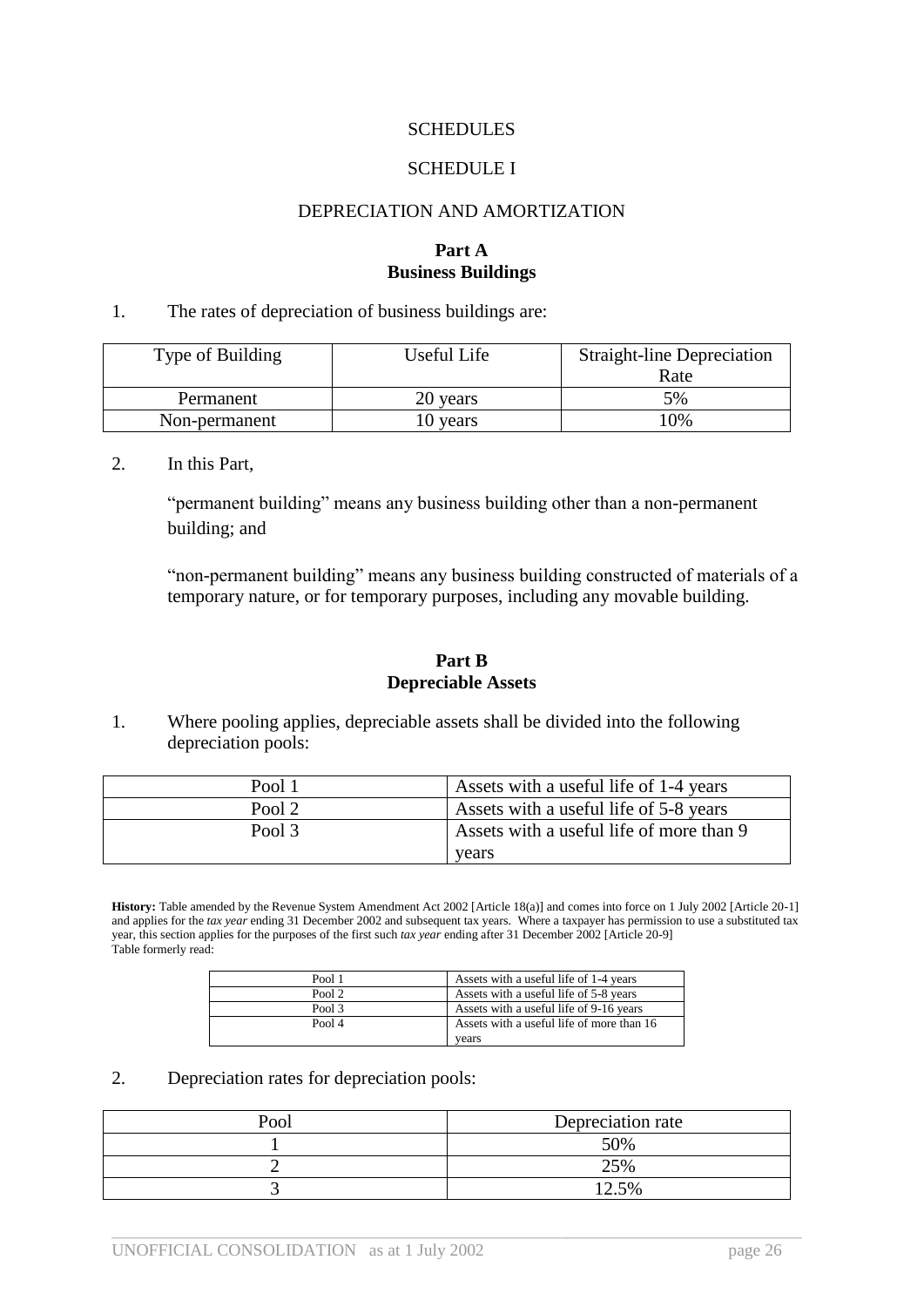SCHEDULES

SCHEDULE I

DEPRECIATION AND AMORTIZATION

**Part A**
**Business Buildings**

1. The rates of depreciation of business buildings are:

| Type of Building | Useful Life | Straight-line Depreciation Rate |
|---|---|---|
| Permanent | 20 years | 5% |
| Non-permanent | 10 years | 10% |

2. In this Part,

"permanent building" means any business building other than a non-permanent building; and

"non-permanent building" means any business building constructed of materials of a temporary nature, or for temporary purposes, including any movable building.

**Part B**
**Depreciable Assets**

1. Where pooling applies, depreciable assets shall be divided into the following depreciation pools:

| | |
|---|---|
| Pool 1 | Assets with a useful life of 1-4 years |
| Pool 2 | Assets with a useful life of 5-8 years |
| Pool 3 | Assets with a useful life of more than 9 years |

**History:** Table amended by the Revenue System Amendment Act 2002 [Article 18(a)] and comes into force on 1 July 2002 [Article 20-1] and applies for the *tax year* ending 31 December 2002 and subsequent tax years. Where a taxpayer has permission to use a substituted tax year, this section applies for the purposes of the first such *tax year* ending after 31 December 2002 [Article 20-9]
Table formerly read:

| | |
|---|---|
| Pool 1 | Assets with a useful life of 1-4 years |
| Pool 2 | Assets with a useful life of 5-8 years |
| Pool 3 | Assets with a useful life of 9-16 years |
| Pool 4 | Assets with a useful life of more than 16 years |

2. Depreciation rates for depreciation pools:

| Pool | Depreciation rate |
|---|---|
| 1 | 50% |
| 2 | 25% |
| 3 | 12.5% |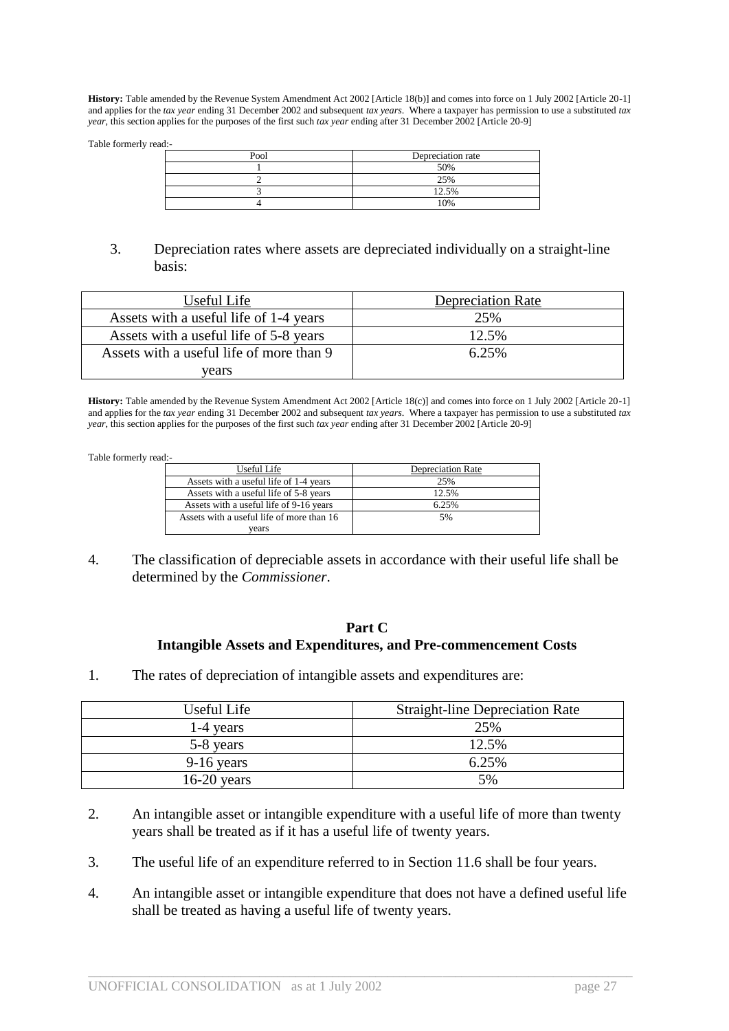**History:** Table amended by the Revenue System Amendment Act 2002 [Article 18(b)] and comes into force on 1 July 2002 [Article 20-1] and applies for the *tax year* ending 31 December 2002 and subsequent *tax years*. Where a taxpayer has permission to use a substituted *tax year*, this section applies for the purposes of the first such *tax year* ending after 31 December 2002 [Article 20-9]

Table formerly read:-

| Pool | Depreciation rate |
|---|---|
| 1 | 50% |
| 2 | 25% |
| 3 | 12.5% |
| 4 | 10% |

3. Depreciation rates where assets are depreciated individually on a straight-line basis:

| Useful Life | Depreciation Rate |
|---|---|
| Assets with a useful life of 1-4 years | 25% |
| Assets with a useful life of 5-8 years | 12.5% |
| Assets with a useful life of more than 9 years | 6.25% |

**History:** Table amended by the Revenue System Amendment Act 2002 [Article 18(c)] and comes into force on 1 July 2002 [Article 20-1] and applies for the *tax year* ending 31 December 2002 and subsequent *tax years*. Where a taxpayer has permission to use a substituted *tax year*, this section applies for the purposes of the first such *tax year* ending after 31 December 2002 [Article 20-9]

Table formerly read:-

| Useful Life | Depreciation Rate |
|---|---|
| Assets with a useful life of 1-4 years | 25% |
| Assets with a useful life of 5-8 years | 12.5% |
| Assets with a useful life of 9-16 years | 6.25% |
| Assets with a useful life of more than 16 years | 5% |

4. The classification of depreciable assets in accordance with their useful life shall be determined by the *Commissioner*.

## Part C
## Intangible Assets and Expenditures, and Pre-commencement Costs

1. The rates of depreciation of intangible assets and expenditures are:

| Useful Life | Straight-line Depreciation Rate |
|---|---|
| 1-4 years | 25% |
| 5-8 years | 12.5% |
| 9-16 years | 6.25% |
| 16-20 years | 5% |

2. An intangible asset or intangible expenditure with a useful life of more than twenty years shall be treated as if it has a useful life of twenty years.

3. The useful life of an expenditure referred to in Section 11.6 shall be four years.

4. An intangible asset or intangible expenditure that does not have a defined useful life shall be treated as having a useful life of twenty years.